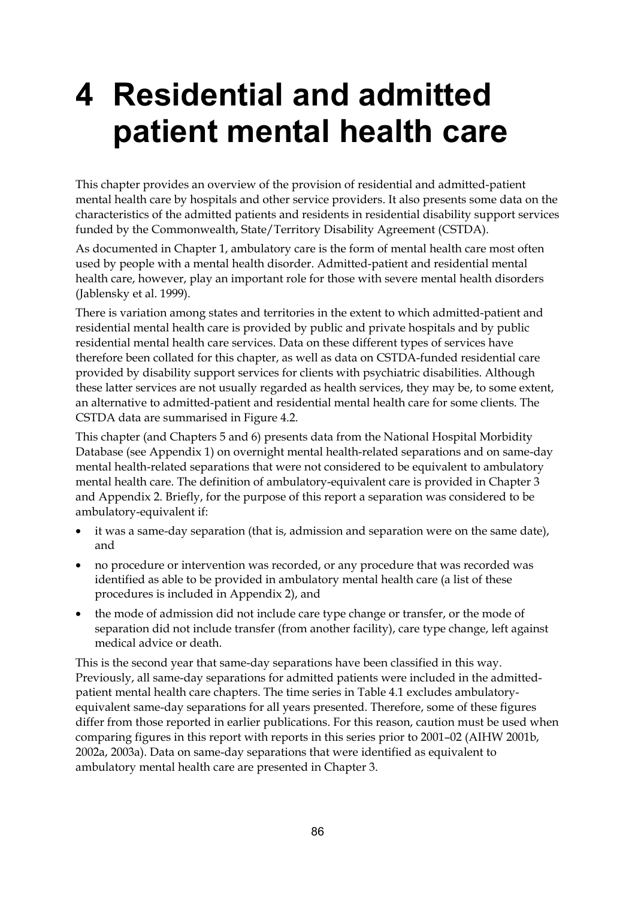# 4 Residential and admitted patient mental health care

This chapter provides an overview of the provision of residential and admitted-patient mental health care by hospitals and other service providers. It also presents some data on the characteristics of the admitted patients and residents in residential disability support services funded by the Commonwealth, State/Territory Disability Agreement (CSTDA).

As documented in Chapter 1, ambulatory care is the form of mental health care most often used by people with a mental health disorder. Admitted-patient and residential mental health care, however, play an important role for those with severe mental health disorders (Jablensky et al. 1999).

There is variation among states and territories in the extent to which admitted-patient and residential mental health care is provided by public and private hospitals and by public residential mental health care services. Data on these different types of services have therefore been collated for this chapter, as well as data on CSTDA-funded residential care provided by disability support services for clients with psychiatric disabilities. Although these latter services are not usually regarded as health services, they may be, to some extent, an alternative to admitted-patient and residential mental health care for some clients. The CSTDA data are summarised in Figure 4.2.

This chapter (and Chapters 5 and 6) presents data from the National Hospital Morbidity Database (see Appendix 1) on overnight mental health-related separations and on same-day mental health-related separations that were not considered to be equivalent to ambulatory mental health care. The definition of ambulatory-equivalent care is provided in Chapter 3 and Appendix 2. Briefly, for the purpose of this report a separation was considered to be ambulatory-equivalent if:

- it was a same-day separation (that is, admission and separation were on the same date), and
- no procedure or intervention was recorded, or any procedure that was recorded was identified as able to be provided in ambulatory mental health care (a list of these procedures is included in Appendix 2), and
- the mode of admission did not include care type change or transfer, or the mode of separation did not include transfer (from another facility), care type change, left against medical advice or death.

This is the second year that same-day separations have been classified in this way. Previously, all same-day separations for admitted patients were included in the admitted-patient mental health care chapters. The time series in Table 4.1 excludes ambulatory-equivalent same-day separations for all years presented. Therefore, some of these figures differ from those reported in earlier publications. For this reason, caution must be used when comparing figures in this report with reports in this series prior to 2001–02 (AIHW 2001b, 2002a, 2003a). Data on same-day separations that were identified as equivalent to ambulatory mental health care are presented in Chapter 3.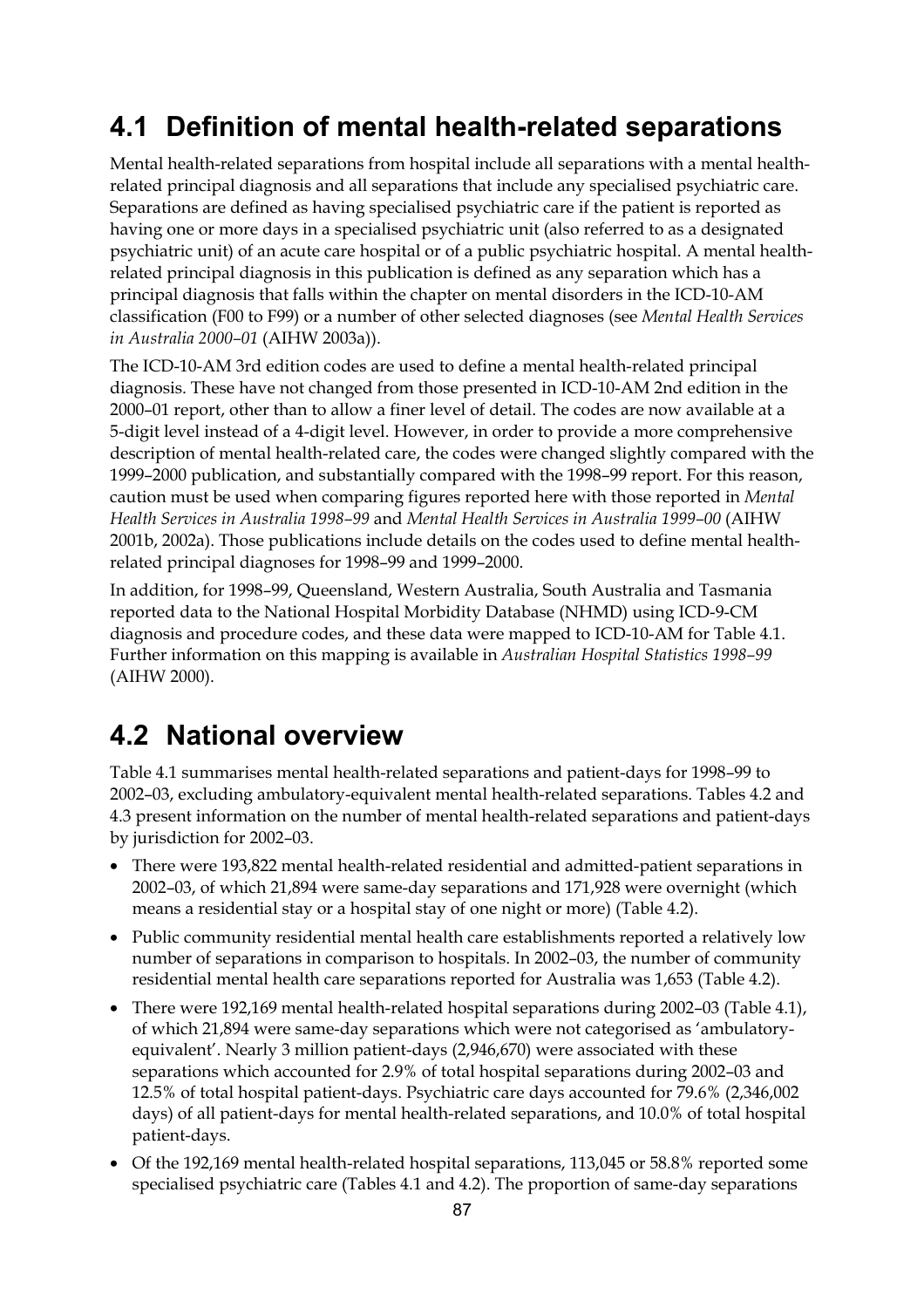## 4.1 Definition of mental health-related separations

Mental health-related separations from hospital include all separations with a mental health-related principal diagnosis and all separations that include any specialised psychiatric care. Separations are defined as having specialised psychiatric care if the patient is reported as having one or more days in a specialised psychiatric unit (also referred to as a designated psychiatric unit) of an acute care hospital or of a public psychiatric hospital. A mental health-related principal diagnosis in this publication is defined as any separation which has a principal diagnosis that falls within the chapter on mental disorders in the ICD-10-AM classification (F00 to F99) or a number of other selected diagnoses (see *Mental Health Services in Australia 2000–01* (AIHW 2003a)).

The ICD-10-AM 3rd edition codes are used to define a mental health-related principal diagnosis. These have not changed from those presented in ICD-10-AM 2nd edition in the 2000–01 report, other than to allow a finer level of detail. The codes are now available at a 5-digit level instead of a 4-digit level. However, in order to provide a more comprehensive description of mental health-related care, the codes were changed slightly compared with the 1999–2000 publication, and substantially compared with the 1998–99 report. For this reason, caution must be used when comparing figures reported here with those reported in *Mental Health Services in Australia 1998–99* and *Mental Health Services in Australia 1999–00* (AIHW 2001b, 2002a). Those publications include details on the codes used to define mental health-related principal diagnoses for 1998–99 and 1999–2000.

In addition, for 1998–99, Queensland, Western Australia, South Australia and Tasmania reported data to the National Hospital Morbidity Database (NHMD) using ICD-9-CM diagnosis and procedure codes, and these data were mapped to ICD-10-AM for Table 4.1. Further information on this mapping is available in *Australian Hospital Statistics 1998–99* (AIHW 2000).

## 4.2 National overview

Table 4.1 summarises mental health-related separations and patient-days for 1998–99 to 2002–03, excluding ambulatory-equivalent mental health-related separations. Tables 4.2 and 4.3 present information on the number of mental health-related separations and patient-days by jurisdiction for 2002–03.

- There were 193,822 mental health-related residential and admitted-patient separations in 2002–03, of which 21,894 were same-day separations and 171,928 were overnight (which means a residential stay or a hospital stay of one night or more) (Table 4.2).
- Public community residential mental health care establishments reported a relatively low number of separations in comparison to hospitals. In 2002–03, the number of community residential mental health care separations reported for Australia was 1,653 (Table 4.2).
- There were 192,169 mental health-related hospital separations during 2002–03 (Table 4.1), of which 21,894 were same-day separations which were not categorised as 'ambulatory-equivalent'. Nearly 3 million patient-days (2,946,670) were associated with these separations which accounted for 2.9% of total hospital separations during 2002–03 and 12.5% of total hospital patient-days. Psychiatric care days accounted for 79.6% (2,346,002 days) of all patient-days for mental health-related separations, and 10.0% of total hospital patient-days.
- Of the 192,169 mental health-related hospital separations, 113,045 or 58.8% reported some specialised psychiatric care (Tables 4.1 and 4.2). The proportion of same-day separations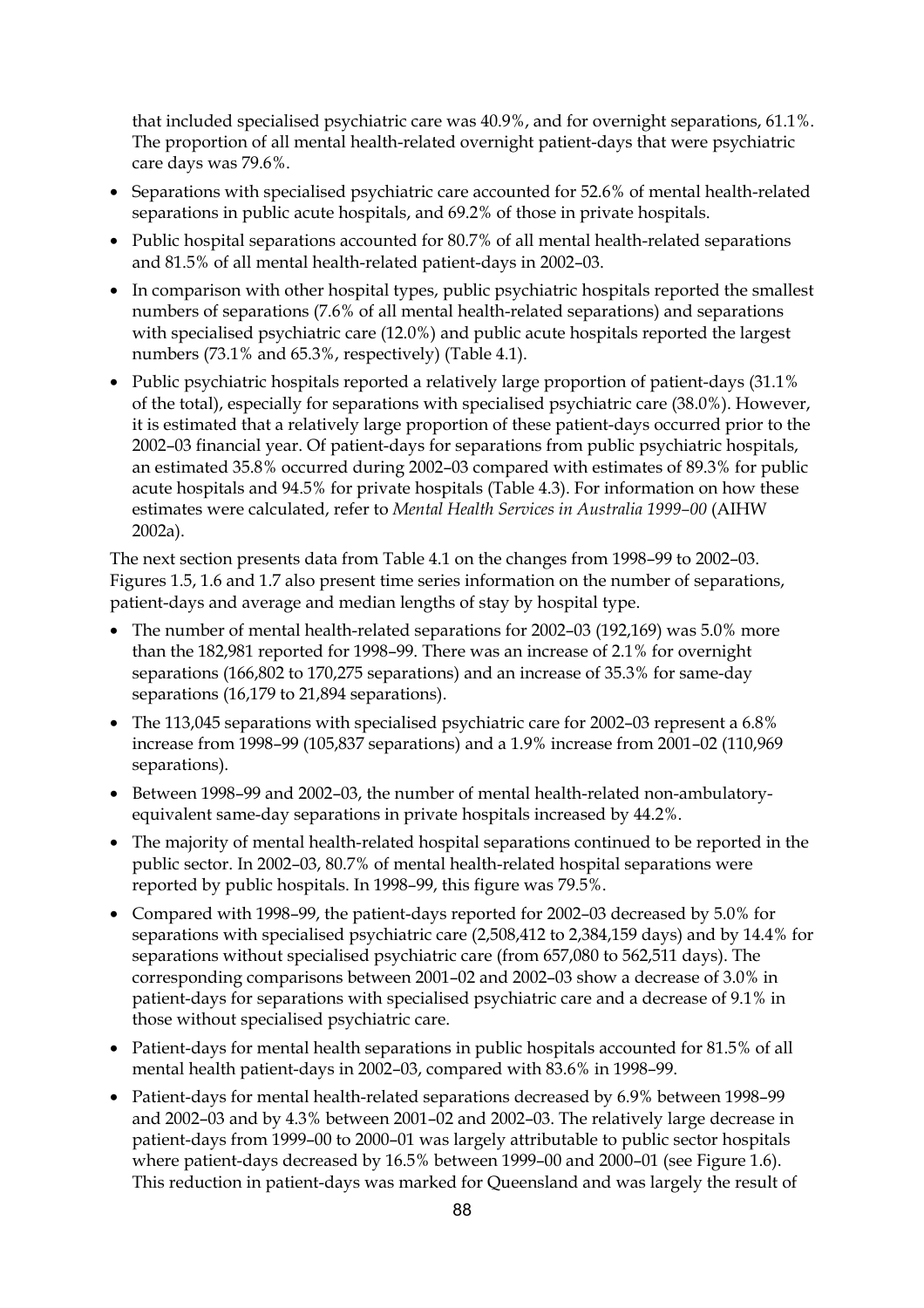that included specialised psychiatric care was 40.9%, and for overnight separations, 61.1%. The proportion of all mental health-related overnight patient-days that were psychiatric care days was 79.6%.

- Separations with specialised psychiatric care accounted for 52.6% of mental health-related separations in public acute hospitals, and 69.2% of those in private hospitals.
- Public hospital separations accounted for 80.7% of all mental health-related separations and 81.5% of all mental health-related patient-days in 2002–03.
- In comparison with other hospital types, public psychiatric hospitals reported the smallest numbers of separations (7.6% of all mental health-related separations) and separations with specialised psychiatric care (12.0%) and public acute hospitals reported the largest numbers (73.1% and 65.3%, respectively) (Table 4.1).
- Public psychiatric hospitals reported a relatively large proportion of patient-days (31.1% of the total), especially for separations with specialised psychiatric care (38.0%). However, it is estimated that a relatively large proportion of these patient-days occurred prior to the 2002–03 financial year. Of patient-days for separations from public psychiatric hospitals, an estimated 35.8% occurred during 2002–03 compared with estimates of 89.3% for public acute hospitals and 94.5% for private hospitals (Table 4.3). For information on how these estimates were calculated, refer to *Mental Health Services in Australia 1999–00* (AIHW 2002a).

The next section presents data from Table 4.1 on the changes from 1998–99 to 2002–03. Figures 1.5, 1.6 and 1.7 also present time series information on the number of separations, patient-days and average and median lengths of stay by hospital type.

- The number of mental health-related separations for 2002–03 (192,169) was 5.0% more than the 182,981 reported for 1998–99. There was an increase of 2.1% for overnight separations (166,802 to 170,275 separations) and an increase of 35.3% for same-day separations (16,179 to 21,894 separations).
- The 113,045 separations with specialised psychiatric care for 2002–03 represent a 6.8% increase from 1998–99 (105,837 separations) and a 1.9% increase from 2001–02 (110,969 separations).
- Between 1998–99 and 2002–03, the number of mental health-related non-ambulatory-equivalent same-day separations in private hospitals increased by 44.2%.
- The majority of mental health-related hospital separations continued to be reported in the public sector. In 2002–03, 80.7% of mental health-related hospital separations were reported by public hospitals. In 1998–99, this figure was 79.5%.
- Compared with 1998–99, the patient-days reported for 2002–03 decreased by 5.0% for separations with specialised psychiatric care (2,508,412 to 2,384,159 days) and by 14.4% for separations without specialised psychiatric care (from 657,080 to 562,511 days). The corresponding comparisons between 2001–02 and 2002–03 show a decrease of 3.0% in patient-days for separations with specialised psychiatric care and a decrease of 9.1% in those without specialised psychiatric care.
- Patient-days for mental health separations in public hospitals accounted for 81.5% of all mental health patient-days in 2002–03, compared with 83.6% in 1998–99.
- Patient-days for mental health-related separations decreased by 6.9% between 1998–99 and 2002–03 and by 4.3% between 2001–02 and 2002–03. The relatively large decrease in patient-days from 1999–00 to 2000–01 was largely attributable to public sector hospitals where patient-days decreased by 16.5% between 1999–00 and 2000–01 (see Figure 1.6). This reduction in patient-days was marked for Queensland and was largely the result of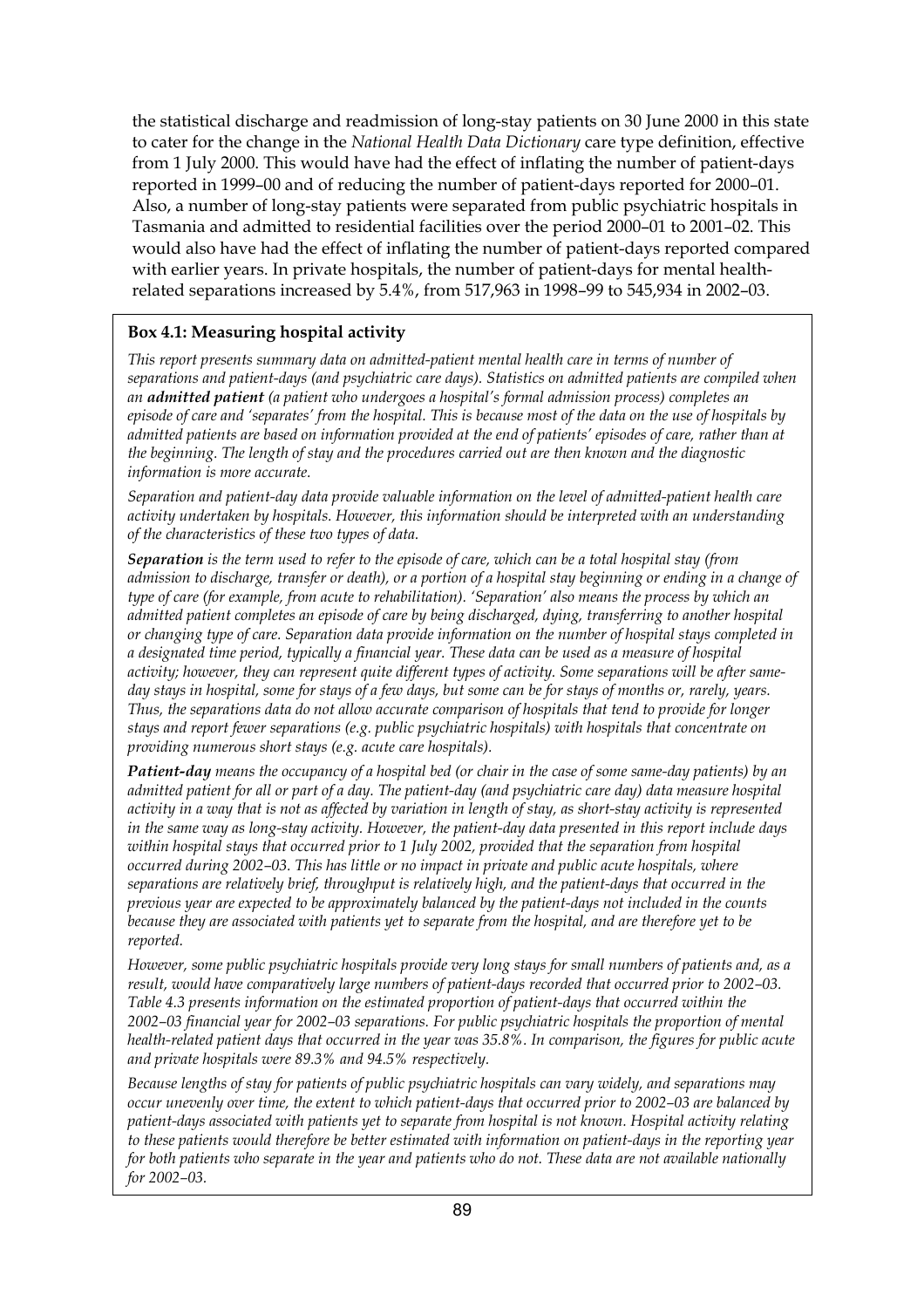the statistical discharge and readmission of long-stay patients on 30 June 2000 in this state to cater for the change in the *National Health Data Dictionary* care type definition, effective from 1 July 2000. This would have had the effect of inflating the number of patient-days reported in 1999–00 and of reducing the number of patient-days reported for 2000–01. Also, a number of long-stay patients were separated from public psychiatric hospitals in Tasmania and admitted to residential facilities over the period 2000–01 to 2001–02. This would also have had the effect of inflating the number of patient-days reported compared with earlier years. In private hospitals, the number of patient-days for mental health-related separations increased by 5.4%, from 517,963 in 1998–99 to 545,934 in 2002–03.

**Box 4.1: Measuring hospital activity**

*This report presents summary data on admitted-patient mental health care in terms of number of separations and patient-days (and psychiatric care days). Statistics on admitted patients are compiled when an **admitted patient** (a patient who undergoes a hospital's formal admission process) completes an episode of care and 'separates' from the hospital. This is because most of the data on the use of hospitals by admitted patients are based on information provided at the end of patients' episodes of care, rather than at the beginning. The length of stay and the procedures carried out are then known and the diagnostic information is more accurate.*

*Separation and patient-day data provide valuable information on the level of admitted-patient health care activity undertaken by hospitals. However, this information should be interpreted with an understanding of the characteristics of these two types of data.*

***Separation** is the term used to refer to the episode of care, which can be a total hospital stay (from admission to discharge, transfer or death), or a portion of a hospital stay beginning or ending in a change of type of care (for example, from acute to rehabilitation). 'Separation' also means the process by which an admitted patient completes an episode of care by being discharged, dying, transferring to another hospital or changing type of care. Separation data provide information on the number of hospital stays completed in a designated time period, typically a financial year. These data can be used as a measure of hospital activity; however, they can represent quite different types of activity. Some separations will be after same-day stays in hospital, some for stays of a few days, but some can be for stays of months or, rarely, years. Thus, the separations data do not allow accurate comparison of hospitals that tend to provide for longer stays and report fewer separations (e.g. public psychiatric hospitals) with hospitals that concentrate on providing numerous short stays (e.g. acute care hospitals).*

***Patient-day** means the occupancy of a hospital bed (or chair in the case of some same-day patients) by an admitted patient for all or part of a day. The patient-day (and psychiatric care day) data measure hospital activity in a way that is not as affected by variation in length of stay, as short-stay activity is represented in the same way as long-stay activity. However, the patient-day data presented in this report include days within hospital stays that occurred prior to 1 July 2002, provided that the separation from hospital occurred during 2002–03. This has little or no impact in private and public acute hospitals, where separations are relatively brief, throughput is relatively high, and the patient-days that occurred in the previous year are expected to be approximately balanced by the patient-days not included in the counts because they are associated with patients yet to separate from the hospital, and are therefore yet to be reported.*

*However, some public psychiatric hospitals provide very long stays for small numbers of patients and, as a result, would have comparatively large numbers of patient-days recorded that occurred prior to 2002–03. Table 4.3 presents information on the estimated proportion of patient-days that occurred within the 2002–03 financial year for 2002–03 separations. For public psychiatric hospitals the proportion of mental health-related patient days that occurred in the year was 35.8%. In comparison, the figures for public acute and private hospitals were 89.3% and 94.5% respectively.*

*Because lengths of stay for patients of public psychiatric hospitals can vary widely, and separations may occur unevenly over time, the extent to which patient-days that occurred prior to 2002–03 are balanced by patient-days associated with patients yet to separate from hospital is not known. Hospital activity relating to these patients would therefore be better estimated with information on patient-days in the reporting year for both patients who separate in the year and patients who do not. These data are not available nationally for 2002–03.*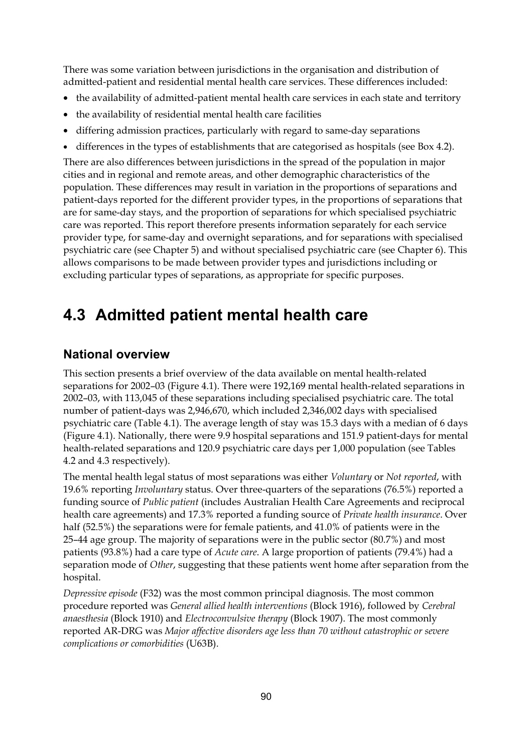There was some variation between jurisdictions in the organisation and distribution of admitted-patient and residential mental health care services. These differences included:

- the availability of admitted-patient mental health care services in each state and territory
- the availability of residential mental health care facilities
- differing admission practices, particularly with regard to same-day separations
- differences in the types of establishments that are categorised as hospitals (see Box 4.2).

There are also differences between jurisdictions in the spread of the population in major cities and in regional and remote areas, and other demographic characteristics of the population. These differences may result in variation in the proportions of separations and patient-days reported for the different provider types, in the proportions of separations that are for same-day stays, and the proportion of separations for which specialised psychiatric care was reported. This report therefore presents information separately for each service provider type, for same-day and overnight separations, and for separations with specialised psychiatric care (see Chapter 5) and without specialised psychiatric care (see Chapter 6). This allows comparisons to be made between provider types and jurisdictions including or excluding particular types of separations, as appropriate for specific purposes.

# 4.3 Admitted patient mental health care

## National overview

This section presents a brief overview of the data available on mental health-related separations for 2002–03 (Figure 4.1). There were 192,169 mental health-related separations in 2002–03, with 113,045 of these separations including specialised psychiatric care. The total number of patient-days was 2,946,670, which included 2,346,002 days with specialised psychiatric care (Table 4.1). The average length of stay was 15.3 days with a median of 6 days (Figure 4.1). Nationally, there were 9.9 hospital separations and 151.9 patient-days for mental health-related separations and 120.9 psychiatric care days per 1,000 population (see Tables 4.2 and 4.3 respectively).

The mental health legal status of most separations was either *Voluntary* or *Not reported*, with 19.6% reporting *Involuntary* status. Over three-quarters of the separations (76.5%) reported a funding source of *Public patient* (includes Australian Health Care Agreements and reciprocal health care agreements) and 17.3% reported a funding source of *Private health insurance*. Over half (52.5%) the separations were for female patients, and 41.0% of patients were in the 25–44 age group. The majority of separations were in the public sector (80.7%) and most patients (93.8%) had a care type of *Acute care*. A large proportion of patients (79.4%) had a separation mode of *Other*, suggesting that these patients went home after separation from the hospital.

*Depressive episode* (F32) was the most common principal diagnosis. The most common procedure reported was *General allied health interventions* (Block 1916), followed by *Cerebral anaesthesia* (Block 1910) and *Electroconvulsive therapy* (Block 1907). The most commonly reported AR-DRG was *Major affective disorders age less than 70 without catastrophic or severe complications or comorbidities* (U63B).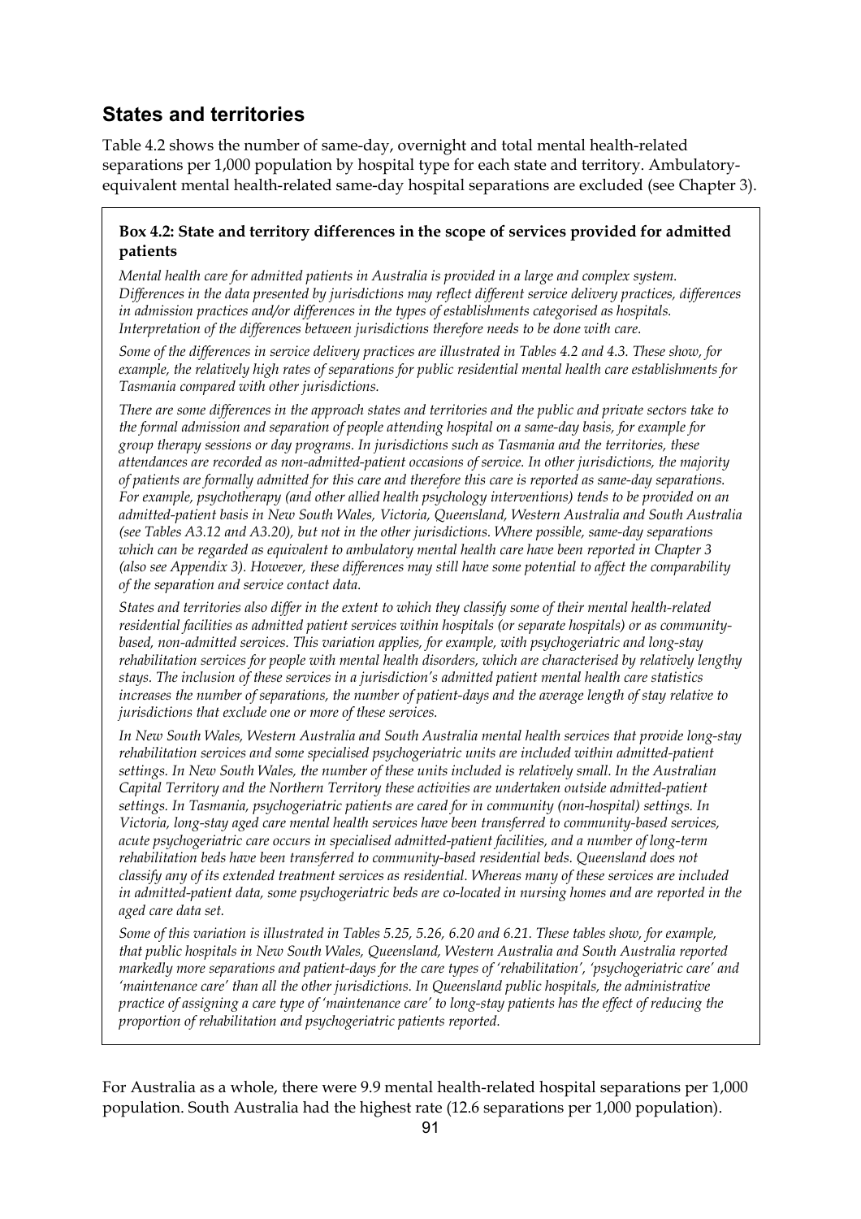## States and territories

Table 4.2 shows the number of same-day, overnight and total mental health-related separations per 1,000 population by hospital type for each state and territory. Ambulatory-equivalent mental health-related same-day hospital separations are excluded (see Chapter 3).

> **Box 4.2: State and territory differences in the scope of services provided for admitted patients**
>
> *Mental health care for admitted patients in Australia is provided in a large and complex system. Differences in the data presented by jurisdictions may reflect different service delivery practices, differences in admission practices and/or differences in the types of establishments categorised as hospitals. Interpretation of the differences between jurisdictions therefore needs to be done with care.*
>
> *Some of the differences in service delivery practices are illustrated in Tables 4.2 and 4.3. These show, for example, the relatively high rates of separations for public residential mental health care establishments for Tasmania compared with other jurisdictions.*
>
> *There are some differences in the approach states and territories and the public and private sectors take to the formal admission and separation of people attending hospital on a same-day basis, for example for group therapy sessions or day programs. In jurisdictions such as Tasmania and the territories, these attendances are recorded as non-admitted-patient occasions of service. In other jurisdictions, the majority of patients are formally admitted for this care and therefore this care is reported as same-day separations. For example, psychotherapy (and other allied health psychology interventions) tends to be provided on an admitted-patient basis in New South Wales, Victoria, Queensland, Western Australia and South Australia (see Tables A3.12 and A3.20), but not in the other jurisdictions. Where possible, same-day separations which can be regarded as equivalent to ambulatory mental health care have been reported in Chapter 3 (also see Appendix 3). However, these differences may still have some potential to affect the comparability of the separation and service contact data.*
>
> *States and territories also differ in the extent to which they classify some of their mental health-related residential facilities as admitted patient services within hospitals (or separate hospitals) or as community-based, non-admitted services. This variation applies, for example, with psychogeriatric and long-stay rehabilitation services for people with mental health disorders, which are characterised by relatively lengthy stays. The inclusion of these services in a jurisdiction's admitted patient mental health care statistics increases the number of separations, the number of patient-days and the average length of stay relative to jurisdictions that exclude one or more of these services.*
>
> *In New South Wales, Western Australia and South Australia mental health services that provide long-stay rehabilitation services and some specialised psychogeriatric units are included within admitted-patient settings. In New South Wales, the number of these units included is relatively small. In the Australian Capital Territory and the Northern Territory these activities are undertaken outside admitted-patient settings. In Tasmania, psychogeriatric patients are cared for in community (non-hospital) settings. In Victoria, long-stay aged care mental health services have been transferred to community-based services, acute psychogeriatric care occurs in specialised admitted-patient facilities, and a number of long-term rehabilitation beds have been transferred to community-based residential beds. Queensland does not classify any of its extended treatment services as residential. Whereas many of these services are included in admitted-patient data, some psychogeriatric beds are co-located in nursing homes and are reported in the aged care data set.*
>
> *Some of this variation is illustrated in Tables 5.25, 5.26, 6.20 and 6.21. These tables show, for example, that public hospitals in New South Wales, Queensland, Western Australia and South Australia reported markedly more separations and patient-days for the care types of 'rehabilitation', 'psychogeriatric care' and 'maintenance care' than all the other jurisdictions. In Queensland public hospitals, the administrative practice of assigning a care type of 'maintenance care' to long-stay patients has the effect of reducing the proportion of rehabilitation and psychogeriatric patients reported.*

For Australia as a whole, there were 9.9 mental health-related hospital separations per 1,000 population. South Australia had the highest rate (12.6 separations per 1,000 population).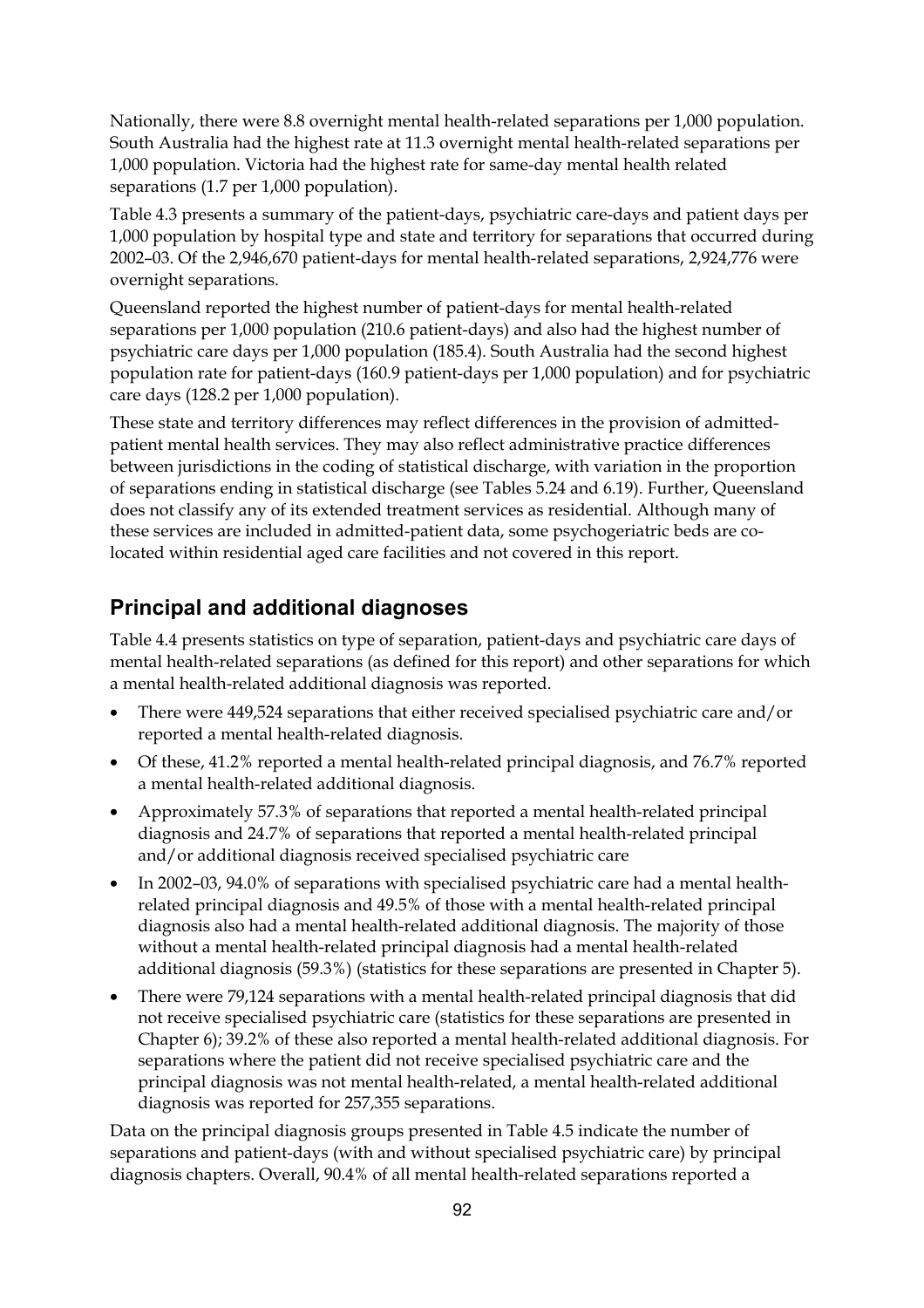Nationally, there were 8.8 overnight mental health-related separations per 1,000 population. South Australia had the highest rate at 11.3 overnight mental health-related separations per 1,000 population. Victoria had the highest rate for same-day mental health related separations (1.7 per 1,000 population).

Table 4.3 presents a summary of the patient-days, psychiatric care-days and patient days per 1,000 population by hospital type and state and territory for separations that occurred during 2002–03. Of the 2,946,670 patient-days for mental health-related separations, 2,924,776 were overnight separations.

Queensland reported the highest number of patient-days for mental health-related separations per 1,000 population (210.6 patient-days) and also had the highest number of psychiatric care days per 1,000 population (185.4). South Australia had the second highest population rate for patient-days (160.9 patient-days per 1,000 population) and for psychiatric care days (128.2 per 1,000 population).

These state and territory differences may reflect differences in the provision of admitted-patient mental health services. They may also reflect administrative practice differences between jurisdictions in the coding of statistical discharge, with variation in the proportion of separations ending in statistical discharge (see Tables 5.24 and 6.19). Further, Queensland does not classify any of its extended treatment services as residential. Although many of these services are included in admitted-patient data, some psychogeriatric beds are co-located within residential aged care facilities and not covered in this report.

## Principal and additional diagnoses

Table 4.4 presents statistics on type of separation, patient-days and psychiatric care days of mental health-related separations (as defined for this report) and other separations for which a mental health-related additional diagnosis was reported.

- There were 449,524 separations that either received specialised psychiatric care and/or reported a mental health-related diagnosis.
- Of these, 41.2% reported a mental health-related principal diagnosis, and 76.7% reported a mental health-related additional diagnosis.
- Approximately 57.3% of separations that reported a mental health-related principal diagnosis and 24.7% of separations that reported a mental health-related principal and/or additional diagnosis received specialised psychiatric care
- In 2002–03, 94.0% of separations with specialised psychiatric care had a mental health-related principal diagnosis and 49.5% of those with a mental health-related principal diagnosis also had a mental health-related additional diagnosis. The majority of those without a mental health-related principal diagnosis had a mental health-related additional diagnosis (59.3%) (statistics for these separations are presented in Chapter 5).
- There were 79,124 separations with a mental health-related principal diagnosis that did not receive specialised psychiatric care (statistics for these separations are presented in Chapter 6); 39.2% of these also reported a mental health-related additional diagnosis. For separations where the patient did not receive specialised psychiatric care and the principal diagnosis was not mental health-related, a mental health-related additional diagnosis was reported for 257,355 separations.

Data on the principal diagnosis groups presented in Table 4.5 indicate the number of separations and patient-days (with and without specialised psychiatric care) by principal diagnosis chapters. Overall, 90.4% of all mental health-related separations reported a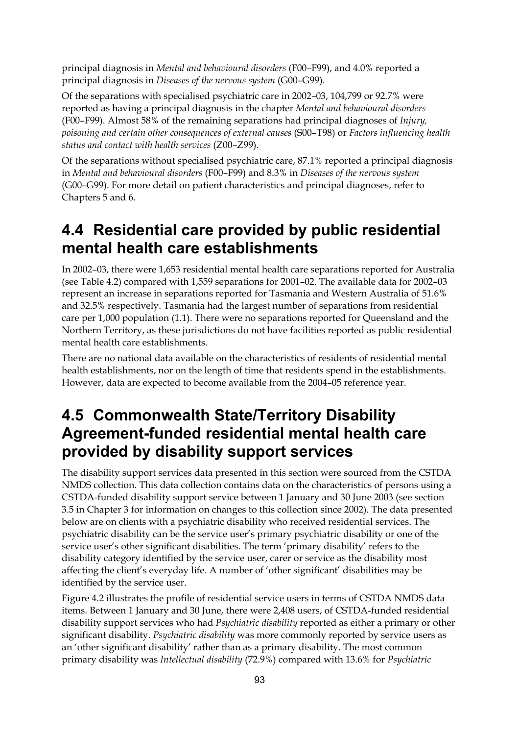principal diagnosis in *Mental and behavioural disorders* (F00–F99), and 4.0% reported a principal diagnosis in *Diseases of the nervous system* (G00–G99).

Of the separations with specialised psychiatric care in 2002–03, 104,799 or 92.7% were reported as having a principal diagnosis in the chapter *Mental and behavioural disorders* (F00–F99). Almost 58% of the remaining separations had principal diagnoses of *Injury, poisoning and certain other consequences of external causes* (S00–T98) or *Factors influencing health status and contact with health services* (Z00–Z99).

Of the separations without specialised psychiatric care, 87.1% reported a principal diagnosis in *Mental and behavioural disorders* (F00–F99) and 8.3% in *Diseases of the nervous system* (G00–G99). For more detail on patient characteristics and principal diagnoses, refer to Chapters 5 and 6.

## 4.4 Residential care provided by public residential mental health care establishments

In 2002–03, there were 1,653 residential mental health care separations reported for Australia (see Table 4.2) compared with 1,559 separations for 2001–02. The available data for 2002–03 represent an increase in separations reported for Tasmania and Western Australia of 51.6% and 32.5% respectively. Tasmania had the largest number of separations from residential care per 1,000 population (1.1). There were no separations reported for Queensland and the Northern Territory, as these jurisdictions do not have facilities reported as public residential mental health care establishments.

There are no national data available on the characteristics of residents of residential mental health establishments, nor on the length of time that residents spend in the establishments. However, data are expected to become available from the 2004–05 reference year.

## 4.5 Commonwealth State/Territory Disability Agreement-funded residential mental health care provided by disability support services

The disability support services data presented in this section were sourced from the CSTDA NMDS collection. This data collection contains data on the characteristics of persons using a CSTDA-funded disability support service between 1 January and 30 June 2003 (see section 3.5 in Chapter 3 for information on changes to this collection since 2002). The data presented below are on clients with a psychiatric disability who received residential services. The psychiatric disability can be the service user's primary psychiatric disability or one of the service user's other significant disabilities. The term 'primary disability' refers to the disability category identified by the service user, carer or service as the disability most affecting the client's everyday life. A number of 'other significant' disabilities may be identified by the service user.

Figure 4.2 illustrates the profile of residential service users in terms of CSTDA NMDS data items. Between 1 January and 30 June, there were 2,408 users, of CSTDA-funded residential disability support services who had *Psychiatric disability* reported as either a primary or other significant disability. *Psychiatric disability* was more commonly reported by service users as an 'other significant disability' rather than as a primary disability. The most common primary disability was *Intellectual disability* (72.9%) compared with 13.6% for *Psychiatric*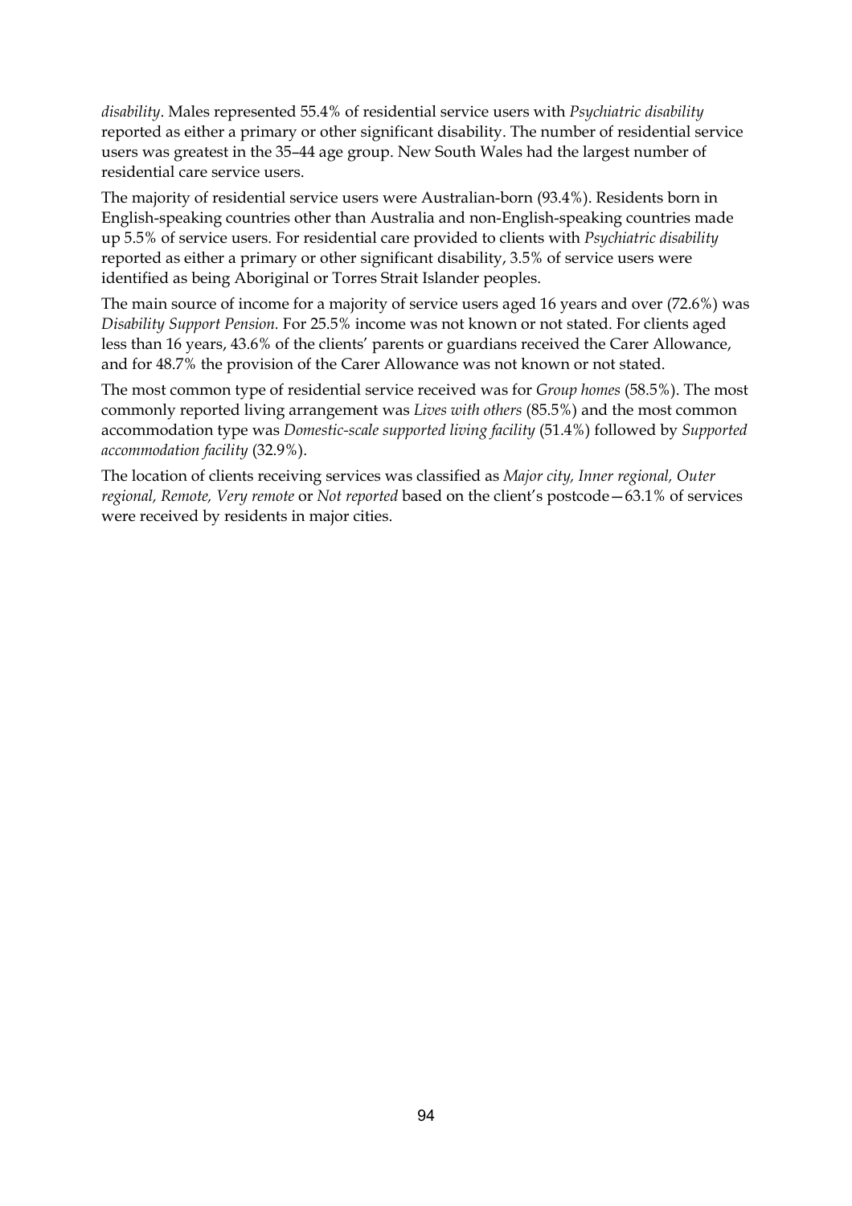*disability*. Males represented 55.4% of residential service users with *Psychiatric disability* reported as either a primary or other significant disability. The number of residential service users was greatest in the 35–44 age group. New South Wales had the largest number of residential care service users.

The majority of residential service users were Australian-born (93.4%). Residents born in English-speaking countries other than Australia and non-English-speaking countries made up 5.5% of service users. For residential care provided to clients with *Psychiatric disability* reported as either a primary or other significant disability, 3.5% of service users were identified as being Aboriginal or Torres Strait Islander peoples.

The main source of income for a majority of service users aged 16 years and over (72.6%) was *Disability Support Pension.* For 25.5% income was not known or not stated. For clients aged less than 16 years, 43.6% of the clients' parents or guardians received the Carer Allowance, and for 48.7% the provision of the Carer Allowance was not known or not stated.

The most common type of residential service received was for *Group homes* (58.5%). The most commonly reported living arrangement was *Lives with others* (85.5%) and the most common accommodation type was *Domestic-scale supported living facility* (51.4%) followed by *Supported accommodation facility* (32.9%).

The location of clients receiving services was classified as *Major city, Inner regional, Outer regional, Remote, Very remote* or *Not reported* based on the client's postcode—63.1% of services were received by residents in major cities.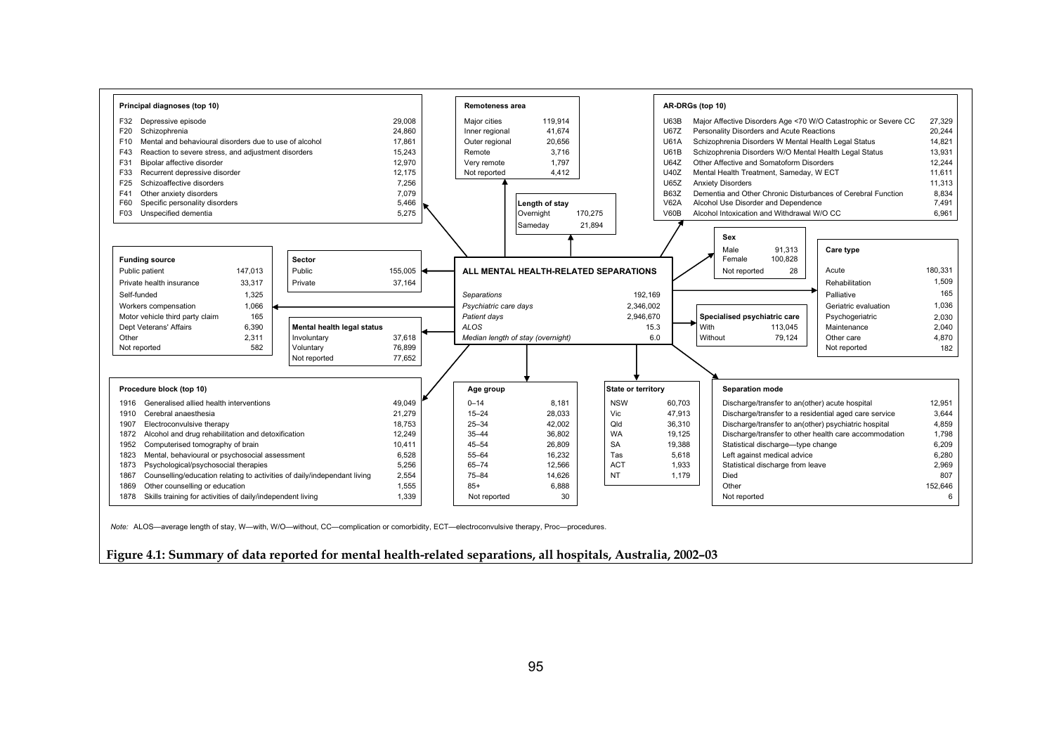## ALL MENTAL HEALTH-RELATED SEPARATIONS

| | |
|---|---|
| *Separations* | 192,169 |
| *Psychiatric care days* | 2,346,002 |
| *Patient days* | 2,946,670 |
| *ALOS* | 15.3 |
| *Median length of stay (overnight)* | 6.0 |

**Principal diagnoses (top 10)**

| Code | Diagnosis | Separations |
|---|---|---|
| F32 | Depressive episode | 29,008 |
| F20 | Schizophrenia | 24,860 |
| F10 | Mental and behavioural disorders due to use of alcohol | 17,861 |
| F43 | Reaction to severe stress, and adjustment disorders | 15,243 |
| F31 | Bipolar affective disorder | 12,970 |
| F33 | Recurrent depressive disorder | 12,175 |
| F25 | Schizoaffective disorders | 7,256 |
| F41 | Other anxiety disorders | 7,079 |
| F60 | Specific personality disorders | 5,466 |
| F03 | Unspecified dementia | 5,275 |

**Remoteness area**

| Area | Separations |
|---|---|
| Major cities | 119,914 |
| Inner regional | 41,674 |
| Outer regional | 20,656 |
| Remote | 3,716 |
| Very remote | 1,797 |
| Not reported | 4,412 |

**Length of stay**

| | |
|---|---|
| Overnight | 170,275 |
| Sameday | 21,894 |

**AR-DRGs (top 10)**

| Code | AR-DRG | Separations |
|---|---|---|
| U63B | Major Affective Disorders Age <70 W/O Catastrophic or Severe CC | 27,329 |
| U67Z | Personality Disorders and Acute Reactions | 20,244 |
| U61A | Schizophrenia Disorders W Mental Health Legal Status | 14,821 |
| U61B | Schizophrenia Disorders W/O Mental Health Legal Status | 13,931 |
| U64Z | Other Affective and Somatoform Disorders | 12,244 |
| U40Z | Mental Health Treatment, Sameday, W ECT | 11,611 |
| U65Z | Anxiety Disorders | 11,313 |
| B63Z | Dementia and Other Chronic Disturbances of Cerebral Function | 8,834 |
| V62A | Alcohol Use Disorder and Dependence | 7,491 |
| V60B | Alcohol Intoxication and Withdrawal W/O CC | 6,961 |

**Sex**

| | |
|---|---|
| Male | 91,313 |
| Female | 100,828 |
| Not reported | 28 |

**Care type**

| | |
|---|---|
| Acute | 180,331 |
| Rehabilitation | 1,509 |
| Palliative | 165 |
| Geriatric evaluation | 1,036 |
| Psychogeriatric | 2,030 |
| Maintenance | 2,040 |
| Other care | 4,870 |
| Not reported | 182 |

**Specialised psychiatric care**

| | |
|---|---|
| With | 113,045 |
| Without | 79,124 |

**Funding source**

| | |
|---|---|
| Public patient | 147,013 |
| Private health insurance | 33,317 |
| Self-funded | 1,325 |
| Workers compensation | 1,066 |
| Motor vehicle third party claim | 165 |
| Dept Veterans' Affairs | 6,390 |
| Other | 2,311 |
| Not reported | 582 |

**Sector**

| | |
|---|---|
| Public | 155,005 |
| Private | 37,164 |

**Mental health legal status**

| | |
|---|---|
| Involuntary | 37,618 |
| Voluntary | 76,899 |
| Not reported | 77,652 |

**Procedure block (top 10)**

| Block | Procedure | Separations |
|---|---|---|
| 1916 | Generalised allied health interventions | 49,049 |
| 1910 | Cerebral anaesthesia | 21,279 |
| 1907 | Electroconvulsive therapy | 18,753 |
| 1872 | Alcohol and drug rehabilitation and detoxification | 12,249 |
| 1952 | Computerised tomography of brain | 10,411 |
| 1823 | Mental, behavioural or psychosocial assessment | 6,528 |
| 1873 | Psychological/psychosocial therapies | 5,256 |
| 1867 | Counselling/education relating to activities of daily/independent living | 2,554 |
| 1869 | Other counselling or education | 1,555 |
| 1878 | Skills training for activities of daily/independent living | 1,339 |

**Age group**

| | |
|---|---|
| 0–14 | 8,181 |
| 15–24 | 28,033 |
| 25–34 | 42,002 |
| 35–44 | 36,802 |
| 45–54 | 26,809 |
| 55–64 | 16,232 |
| 65–74 | 12,566 |
| 75–84 | 14,626 |
| 85+ | 6,888 |
| Not reported | 30 |

**State or territory**

| | |
|---|---|
| NSW | 60,703 |
| Vic | 47,913 |
| Qld | 36,310 |
| WA | 19,125 |
| SA | 19,388 |
| Tas | 5,618 |
| ACT | 1,933 |
| NT | 1,179 |

**Separation mode**

| | |
|---|---|
| Discharge/transfer to an(other) acute hospital | 12,951 |
| Discharge/transfer to a residential aged care service | 3,644 |
| Discharge/transfer to an(other) psychiatric hospital | 4,859 |
| Discharge/transfer to other health care accommodation | 1,798 |
| Statistical discharge—type change | 6,209 |
| Left against medical advice | 6,280 |
| Statistical discharge from leave | 2,969 |
| Died | 807 |
| Other | 152,646 |
| Not reported | 6 |

*Note:* ALOS—average length of stay, W—with, W/O—without, CC—complication or comorbidity, ECT—electroconvulsive therapy, Proc—procedures.

**Figure 4.1: Summary of data reported for mental health-related separations, all hospitals, Australia, 2002–03**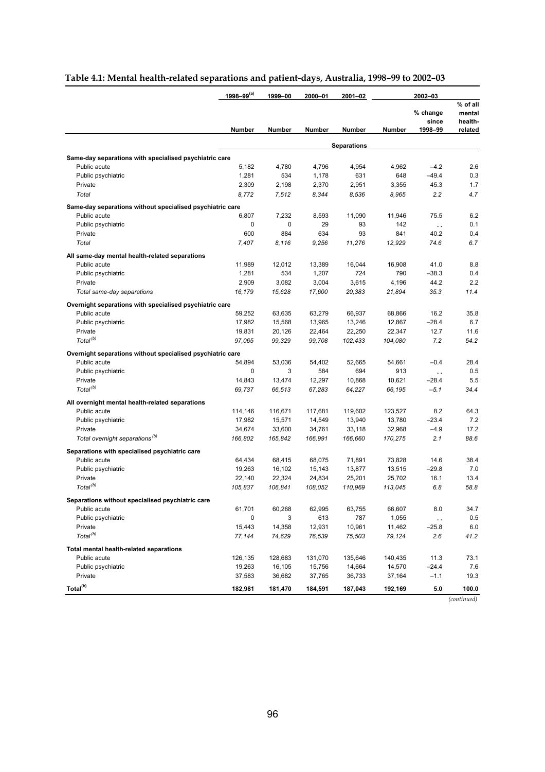## Table 4.1: Mental health-related separations and patient-days, Australia, 1998–99 to 2002–03

| | 1998–99[(a)] | 1999–00 | 2000–01 | 2001–02 | 2002–03 | | |
|---|---|---|---|---|---|---|---|
| | Number | Number | Number | Number | Number | % change since 1998–99 | % of all mental health-related |
| | | | | **Separations** | | | |
| **Same-day separations with specialised psychiatric care** | | | | | | | |
| Public acute | 5,182 | 4,780 | 4,796 | 4,954 | 4,962 | –4.2 | 2.6 |
| Public psychiatric | 1,281 | 534 | 1,178 | 631 | 648 | –49.4 | 0.3 |
| Private | 2,309 | 2,198 | 2,370 | 2,951 | 3,355 | 45.3 | 1.7 |
| *Total* | *8,772* | *7,512* | *8,344* | *8,536* | *8,965* | *2.2* | *4.7* |
| **Same-day separations without specialised psychiatric care** | | | | | | | |
| Public acute | 6,807 | 7,232 | 8,593 | 11,090 | 11,946 | 75.5 | 6.2 |
| Public psychiatric | 0 | 0 | 29 | 93 | 142 | . . | 0.1 |
| Private | 600 | 884 | 634 | 93 | 841 | 40.2 | 0.4 |
| *Total* | *7,407* | *8,116* | *9,256* | *11,276* | *12,929* | *74.6* | *6.7* |
| **All same-day mental health-related separations** | | | | | | | |
| Public acute | 11,989 | 12,012 | 13,389 | 16,044 | 16,908 | 41.0 | 8.8 |
| Public psychiatric | 1,281 | 534 | 1,207 | 724 | 790 | –38.3 | 0.4 |
| Private | 2,909 | 3,082 | 3,004 | 3,615 | 4,196 | 44.2 | 2.2 |
| *Total same-day separations* | *16,179* | *15,628* | *17,600* | *20,383* | *21,894* | *35.3* | *11.4* |
| **Overnight separations with specialised psychiatric care** | | | | | | | |
| Public acute | 59,252 | 63,635 | 63,279 | 66,937 | 68,866 | 16.2 | 35.8 |
| Public psychiatric | 17,982 | 15,568 | 13,965 | 13,246 | 12,867 | –28.4 | 6.7 |
| Private | 19,831 | 20,126 | 22,464 | 22,250 | 22,347 | 12.7 | 11.6 |
| *Total[(b)]* | *97,065* | *99,329* | *99,708* | *102,433* | *104,080* | *7.2* | *54.2* |
| **Overnight separations without specialised psychiatric care** | | | | | | | |
| Public acute | 54,894 | 53,036 | 54,402 | 52,665 | 54,661 | –0.4 | 28.4 |
| Public psychiatric | 0 | 3 | 584 | 694 | 913 | . . | 0.5 |
| Private | 14,843 | 13,474 | 12,297 | 10,868 | 10,621 | –28.4 | 5.5 |
| *Total[(b)]* | *69,737* | *66,513* | *67,283* | *64,227* | *66,195* | *–5.1* | *34.4* |
| **All overnight mental health-related separations** | | | | | | | |
| Public acute | 114,146 | 116,671 | 117,681 | 119,602 | 123,527 | 8.2 | 64.3 |
| Public psychiatric | 17,982 | 15,571 | 14,549 | 13,940 | 13,780 | –23.4 | 7.2 |
| Private | 34,674 | 33,600 | 34,761 | 33,118 | 32,968 | –4.9 | 17.2 |
| *Total overnight separations[(b)]* | *166,802* | *165,842* | *166,991* | *166,660* | *170,275* | *2.1* | *88.6* |
| **Separations with specialised psychiatric care** | | | | | | | |
| Public acute | 64,434 | 68,415 | 68,075 | 71,891 | 73,828 | 14.6 | 38.4 |
| Public psychiatric | 19,263 | 16,102 | 15,143 | 13,877 | 13,515 | –29.8 | 7.0 |
| Private | 22,140 | 22,324 | 24,834 | 25,201 | 25,702 | 16.1 | 13.4 |
| *Total[(b)]* | *105,837* | *106,841* | *108,052* | *110,969* | *113,045* | *6.8* | *58.8* |
| **Separations without specialised psychiatric care** | | | | | | | |
| Public acute | 61,701 | 60,268 | 62,995 | 63,755 | 66,607 | 8.0 | 34.7 |
| Public psychiatric | 0 | 3 | 613 | 787 | 1,055 | . . | 0.5 |
| Private | 15,443 | 14,358 | 12,931 | 10,961 | 11,462 | –25.8 | 6.0 |
| *Total[(b)]* | *77,144* | *74,629* | *76,539* | *75,503* | *79,124* | *2.6* | *41.2* |
| **Total mental health-related separations** | | | | | | | |
| Public acute | 126,135 | 128,683 | 131,070 | 135,646 | 140,435 | 11.3 | 73.1 |
| Public psychiatric | 19,263 | 16,105 | 15,756 | 14,664 | 14,570 | –24.4 | 7.6 |
| Private | 37,583 | 36,682 | 37,765 | 36,733 | 37,164 | –1.1 | 19.3 |
| **Total[(b)]** | **182,981** | **181,470** | **184,591** | **187,043** | **192,169** | **5.0** | **100.0** |

*(continued)*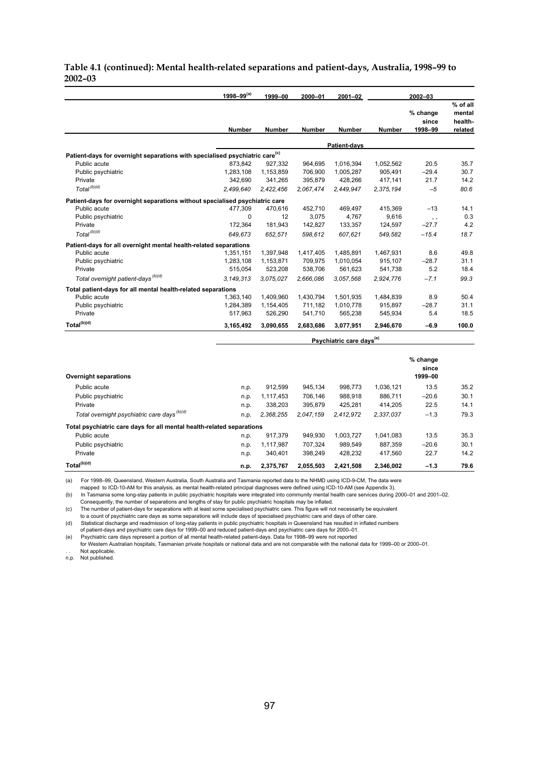**Table 4.1 (continued): Mental health-related separations and patient-days, Australia, 1998–99 to 2002–03**

| | 1998–99[(a)] | 1999–00 | 2000–01 | 2001–02 | 2002–03 | | |
|---|---|---|---|---|---|---|---|
| | Number | Number | Number | Number | Number | % change since 1998–99 | % of all mental health-related |
| | | | | **Patient-days** | | | |
| **Patient-days for overnight separations with specialised psychiatric care[(c)]** | | | | | | | |
| Public acute | 873,842 | 927,332 | 964,695 | 1,016,394 | 1,052,562 | 20.5 | 35.7 |
| Public psychiatric | 1,283,108 | 1,153,859 | 706,900 | 1,005,287 | 905,491 | −29.4 | 30.7 |
| Private | 342,690 | 341,265 | 395,879 | 428,266 | 417,141 | 21.7 | 14.2 |
| *Total[(b)(d)]* | *2,499,640* | *2,422,456* | *2,067,474* | *2,449,947* | *2,375,194* | *−5* | *80.6* |
| **Patient-days for overnight separations without specialised psychiatric care** | | | | | | | |
| Public acute | 477,309 | 470,616 | 452,710 | 469,497 | 415,369 | −13 | 14.1 |
| Public psychiatric | 0 | 12 | 3,075 | 4,767 | 9,616 | . . | 0.3 |
| Private | 172,364 | 181,943 | 142,827 | 133,357 | 124,597 | −27.7 | 4.2 |
| *Total[(b)(d)]* | *649,673* | *652,571* | *598,612* | *607,621* | *549,582* | *−15.4* | *18.7* |
| **Patient-days for all overnight mental health-related separations** | | | | | | | |
| Public acute | 1,351,151 | 1,397,948 | 1,417,405 | 1,485,891 | 1,467,931 | 8.6 | 49.8 |
| Public psychiatric | 1,283,108 | 1,153,871 | 709,975 | 1,010,054 | 915,107 | −28.7 | 31.1 |
| Private | 515,054 | 523,208 | 538,706 | 561,623 | 541,738 | 5.2 | 18.4 |
| *Total overnight patient-days[(b)(d)]* | *3,149,313* | *3,075,027* | *2,666,086* | *3,057,568* | *2,924,776* | *−7.1* | *99.3* |
| **Total patient-days for all mental health-related separations** | | | | | | | |
| Public acute | 1,363,140 | 1,409,960 | 1,430,794 | 1,501,935 | 1,484,839 | 8.9 | 50.4 |
| Public psychiatric | 1,284,389 | 1,154,405 | 711,182 | 1,010,778 | 915,897 | −28.7 | 31.1 |
| Private | 517,963 | 526,290 | 541,710 | 565,238 | 545,934 | 5.4 | 18.5 |
| **Total[(b)(d)]** | **3,165,492** | **3,090,655** | **2,683,686** | **3,077,951** | **2,946,670** | **−6.9** | **100.0** |
| | | | | **Psychiatric care days[(e)]** | | | |
| | | | | | | % change since 1999–00 | |
| **Overnight separations** | | | | | | | |
| Public acute | n.p. | 912,599 | 945,134 | 998,773 | 1,036,121 | 13.5 | 35.2 |
| Public psychiatric | n.p. | 1,117,453 | 706,146 | 988,918 | 886,711 | −20.6 | 30.1 |
| Private | n.p. | 338,203 | 395,879 | 425,281 | 414,205 | 22.5 | 14.1 |
| *Total overnight psychiatric care days[(b)(d)]* | n.p. | *2,368,255* | *2,047,159* | *2,412,972* | *2,337,037* | *−1.3* | *79.3* |
| **Total psychiatric care days for all mental health-related separations** | | | | | | | |
| Public acute | n.p. | 917,379 | 949,930 | 1,003,727 | 1,041,083 | 13.5 | 35.3 |
| Public psychiatric | n.p. | 1,117,987 | 707,324 | 989,549 | 887,359 | −20.6 | 30.1 |
| Private | n.p. | 340,401 | 398,249 | 428,232 | 417,560 | 22.7 | 14.2 |
| **Total[(b)(d)]** | **n.p.** | **2,375,767** | **2,055,503** | **2,421,508** | **2,346,002** | **−1.3** | **79.6** |

(a) For 1998–99, Queensland, Western Australia, South Australia and Tasmania reported data to the NHMD using ICD-9-CM, The data were mapped to ICD-10-AM for this analysis, as mental health-related principal diagnoses were defined using ICD-10-AM (see Appendix 3).

(b) In Tasmania some long-stay patients in public psychiatric hospitals were integrated into community mental health care services during 2000–01 and 2001–02. Consequently, the number of separations and lengths of stay for public psychiatric hospitals may be inflated.

(c) The number of patient-days for separations with at least some specialised psychiatric care. This figure will not necessarily be equivalent to a count of psychiatric care days as some separations will include days of specialised psychiatric care and days of other care.

(d) Statistical discharge and readmission of long-stay patients in public psychiatric hospitals in Queensland has resulted in inflated numbers of patient-days and psychiatric care days for 1999–00 and reduced patient-days and psychiatric care days for 2000–01.

(e) Psychiatric care days represent a portion of all mental health-related patient-days. Data for 1998–99 were not reported for Western Australian hospitals, Tasmanian private hospitals or national data and are not comparable with the national data for 1999–00 or 2000–01.

. . Not applicable.

n.p. Not published.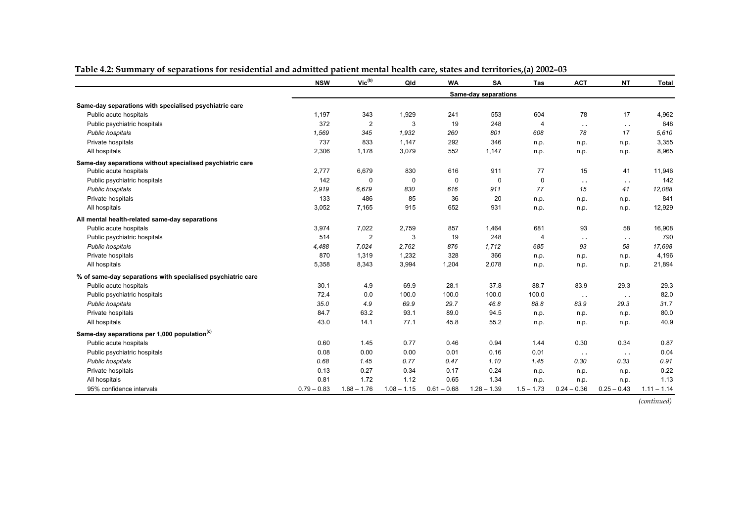**Table 4.2: Summary of separations for residential and admitted patient mental health care, states and territories,(a) 2002–03**

| | NSW | Vic[(b)] | Qld | WA | SA | Tas | ACT | NT | Total |
|---|---|---|---|---|---|---|---|---|---|
| | | | | | Same-day separations | | | | |
| **Same-day separations with specialised psychiatric care** | | | | | | | | | |
| Public acute hospitals | 1,197 | 343 | 1,929 | 241 | 553 | 604 | 78 | 17 | 4,962 |
| Public psychiatric hospitals | 372 | 2 | 3 | 19 | 248 | 4 | . . | . . | 648 |
| *Public hospitals* | *1,569* | *345* | *1,932* | *260* | *801* | *608* | *78* | *17* | *5,610* |
| Private hospitals | 737 | 833 | 1,147 | 292 | 346 | n.p. | n.p. | n.p. | 3,355 |
| All hospitals | 2,306 | 1,178 | 3,079 | 552 | 1,147 | n.p. | n.p. | n.p. | 8,965 |
| **Same-day separations without specialised psychiatric care** | | | | | | | | | |
| Public acute hospitals | 2,777 | 6,679 | 830 | 616 | 911 | 77 | 15 | 41 | 11,946 |
| Public psychiatric hospitals | 142 | 0 | 0 | 0 | 0 | 0 | . . | . . | 142 |
| *Public hospitals* | *2,919* | *6,679* | *830* | *616* | *911* | *77* | *15* | *41* | *12,088* |
| Private hospitals | 133 | 486 | 85 | 36 | 20 | n.p. | n.p. | n.p. | 841 |
| All hospitals | 3,052 | 7,165 | 915 | 652 | 931 | n.p. | n.p. | n.p. | 12,929 |
| **All mental health-related same-day separations** | | | | | | | | | |
| Public acute hospitals | 3,974 | 7,022 | 2,759 | 857 | 1,464 | 681 | 93 | 58 | 16,908 |
| Public psychiatric hospitals | 514 | 2 | 3 | 19 | 248 | 4 | . . | . . | 790 |
| *Public hospitals* | *4,488* | *7,024* | *2,762* | *876* | *1,712* | *685* | *93* | *58* | *17,698* |
| Private hospitals | 870 | 1,319 | 1,232 | 328 | 366 | n.p. | n.p. | n.p. | 4,196 |
| All hospitals | 5,358 | 8,343 | 3,994 | 1,204 | 2,078 | n.p. | n.p. | n.p. | 21,894 |
| **% of same-day separations with specialised psychiatric care** | | | | | | | | | |
| Public acute hospitals | 30.1 | 4.9 | 69.9 | 28.1 | 37.8 | 88.7 | 83.9 | 29.3 | 29.3 |
| Public psychiatric hospitals | 72.4 | 0.0 | 100.0 | 100.0 | 100.0 | 100.0 | . . | . . | 82.0 |
| *Public hospitals* | *35.0* | *4.9* | *69.9* | *29.7* | *46.8* | *88.8* | *83.9* | *29.3* | *31.7* |
| Private hospitals | 84.7 | 63.2 | 93.1 | 89.0 | 94.5 | n.p. | n.p. | n.p. | 80.0 |
| All hospitals | 43.0 | 14.1 | 77.1 | 45.8 | 55.2 | n.p. | n.p. | n.p. | 40.9 |
| **Same-day separations per 1,000 population[(c)]** | | | | | | | | | |
| Public acute hospitals | 0.60 | 1.45 | 0.77 | 0.46 | 0.94 | 1.44 | 0.30 | 0.34 | 0.87 |
| Public psychiatric hospitals | 0.08 | 0.00 | 0.00 | 0.01 | 0.16 | 0.01 | . . | . . | 0.04 |
| *Public hospitals* | *0.68* | *1.45* | *0.77* | *0.47* | *1.10* | *1.45* | *0.30* | *0.33* | *0.91* |
| Private hospitals | 0.13 | 0.27 | 0.34 | 0.17 | 0.24 | n.p. | n.p. | n.p. | 0.22 |
| All hospitals | 0.81 | 1.72 | 1.12 | 0.65 | 1.34 | n.p. | n.p. | n.p. | 1.13 |
| 95% confidence intervals | 0.79 – 0.83 | 1.68 – 1.76 | 1.08 – 1.15 | 0.61 – 0.68 | 1.28 – 1.39 | 1.5 – 1.73 | 0.24 – 0.36 | 0.25 – 0.43 | 1.11 – 1.14 |

*(continued)*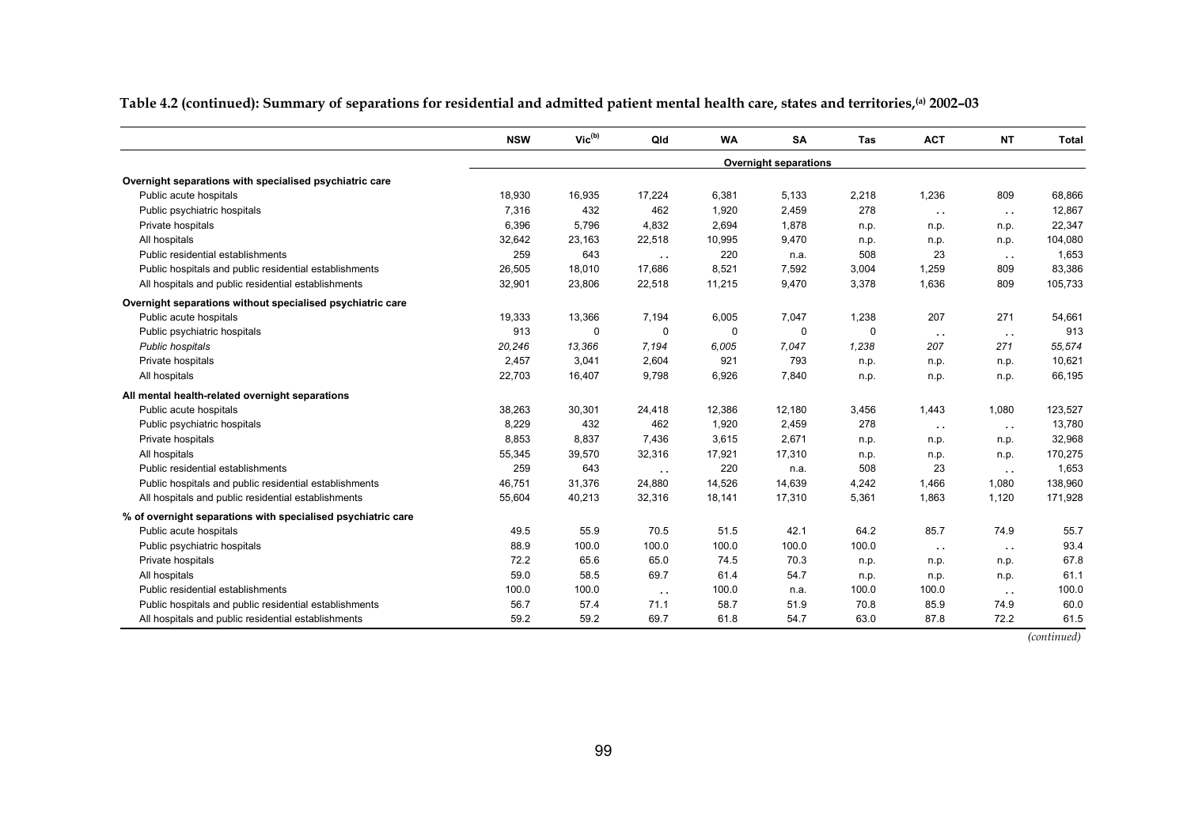**Table 4.2 (continued): Summary of separations for residential and admitted patient mental health care, states and territories,[(a)] 2002–03**

| | NSW | Vic[(b)] | Qld | WA | SA | Tas | ACT | NT | Total |
|---|---|---|---|---|---|---|---|---|---|
| | | | | | Overnight separations | | | | |
| **Overnight separations with specialised psychiatric care** | | | | | | | | | |
| Public acute hospitals | 18,930 | 16,935 | 17,224 | 6,381 | 5,133 | 2,218 | 1,236 | 809 | 68,866 |
| Public psychiatric hospitals | 7,316 | 432 | 462 | 1,920 | 2,459 | 278 | . . | . . | 12,867 |
| Private hospitals | 6,396 | 5,796 | 4,832 | 2,694 | 1,878 | n.p. | n.p. | n.p. | 22,347 |
| All hospitals | 32,642 | 23,163 | 22,518 | 10,995 | 9,470 | n.p. | n.p. | n.p. | 104,080 |
| Public residential establishments | 259 | 643 | . . | 220 | n.a. | 508 | 23 | . . | 1,653 |
| Public hospitals and public residential establishments | 26,505 | 18,010 | 17,686 | 8,521 | 7,592 | 3,004 | 1,259 | 809 | 83,386 |
| All hospitals and public residential establishments | 32,901 | 23,806 | 22,518 | 11,215 | 9,470 | 3,378 | 1,636 | 809 | 105,733 |
| **Overnight separations without specialised psychiatric care** | | | | | | | | | |
| Public acute hospitals | 19,333 | 13,366 | 7,194 | 6,005 | 7,047 | 1,238 | 207 | 271 | 54,661 |
| Public psychiatric hospitals | 913 | 0 | 0 | 0 | 0 | 0 | . . | . . | 913 |
| *Public hospitals* | *20,246* | *13,366* | *7,194* | *6,005* | *7,047* | *1,238* | *207* | *271* | *55,574* |
| Private hospitals | 2,457 | 3,041 | 2,604 | 921 | 793 | n.p. | n.p. | n.p. | 10,621 |
| All hospitals | 22,703 | 16,407 | 9,798 | 6,926 | 7,840 | n.p. | n.p. | n.p. | 66,195 |
| **All mental health-related overnight separations** | | | | | | | | | |
| Public acute hospitals | 38,263 | 30,301 | 24,418 | 12,386 | 12,180 | 3,456 | 1,443 | 1,080 | 123,527 |
| Public psychiatric hospitals | 8,229 | 432 | 462 | 1,920 | 2,459 | 278 | . . | . . | 13,780 |
| Private hospitals | 8,853 | 8,837 | 7,436 | 3,615 | 2,671 | n.p. | n.p. | n.p. | 32,968 |
| All hospitals | 55,345 | 39,570 | 32,316 | 17,921 | 17,310 | n.p. | n.p. | n.p. | 170,275 |
| Public residential establishments | 259 | 643 | . . | 220 | n.a. | 508 | 23 | . . | 1,653 |
| Public hospitals and public residential establishments | 46,751 | 31,376 | 24,880 | 14,526 | 14,639 | 4,242 | 1,466 | 1,080 | 138,960 |
| All hospitals and public residential establishments | 55,604 | 40,213 | 32,316 | 18,141 | 17,310 | 5,361 | 1,863 | 1,120 | 171,928 |
| **% of overnight separations with specialised psychiatric care** | | | | | | | | | |
| Public acute hospitals | 49.5 | 55.9 | 70.5 | 51.5 | 42.1 | 64.2 | 85.7 | 74.9 | 55.7 |
| Public psychiatric hospitals | 88.9 | 100.0 | 100.0 | 100.0 | 100.0 | 100.0 | . . | . . | 93.4 |
| Private hospitals | 72.2 | 65.6 | 65.0 | 74.5 | 70.3 | n.p. | n.p. | n.p. | 67.8 |
| All hospitals | 59.0 | 58.5 | 69.7 | 61.4 | 54.7 | n.p. | n.p. | n.p. | 61.1 |
| Public residential establishments | 100.0 | 100.0 | . . | 100.0 | n.a. | 100.0 | 100.0 | . . | 100.0 |
| Public hospitals and public residential establishments | 56.7 | 57.4 | 71.1 | 58.7 | 51.9 | 70.8 | 85.9 | 74.9 | 60.0 |
| All hospitals and public residential establishments | 59.2 | 59.2 | 69.7 | 61.8 | 54.7 | 63.0 | 87.8 | 72.2 | 61.5 |

*(continued)*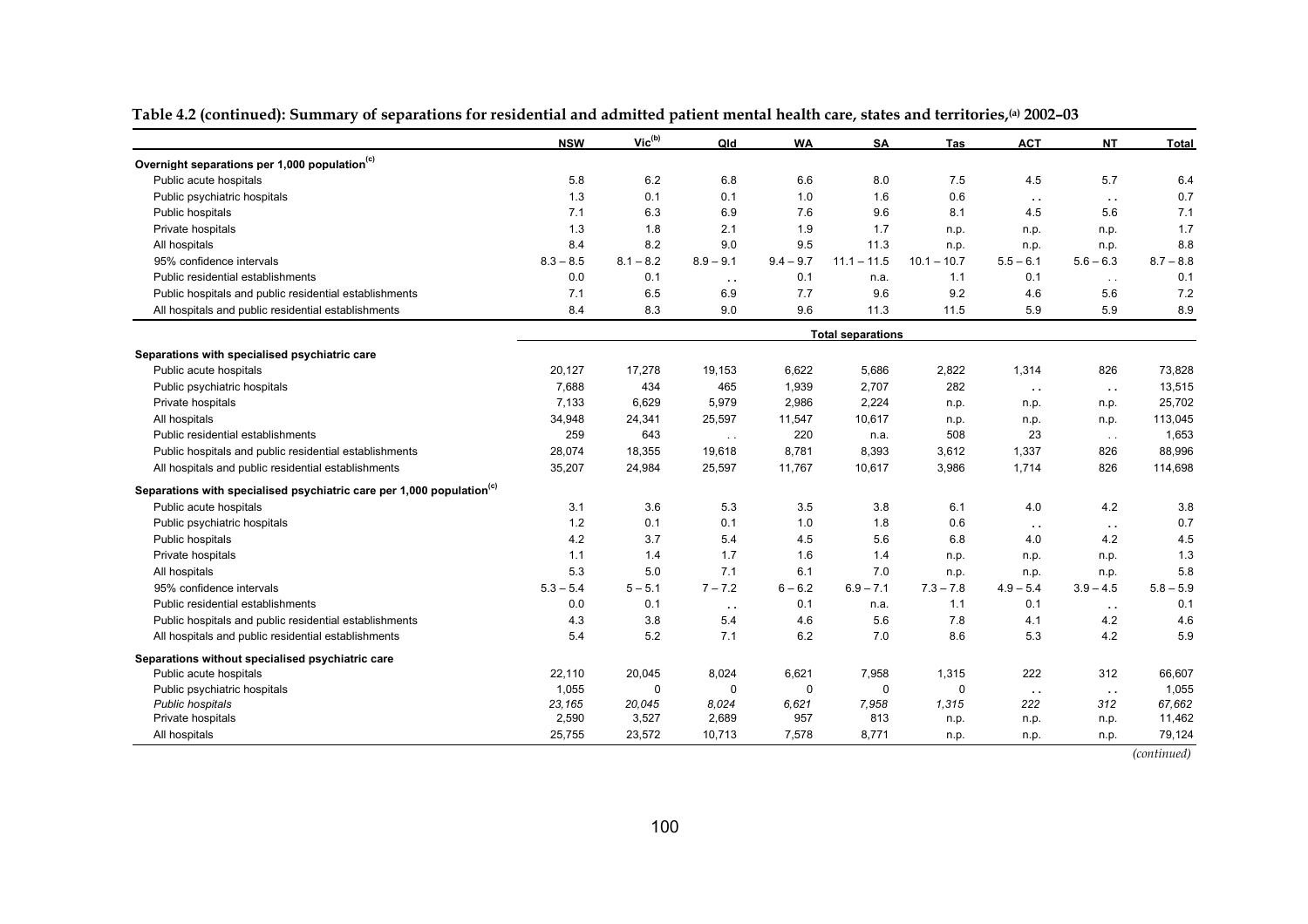**Table 4.2 (continued): Summary of separations for residential and admitted patient mental health care, states and territories,[(a)] 2002–03**

| | NSW | Vic[(b)] | Qld | WA | SA | Tas | ACT | NT | Total |
|---|---|---|---|---|---|---|---|---|---|
| **Overnight separations per 1,000 population[(c)]** | | | | | | | | | |
| Public acute hospitals | 5.8 | 6.2 | 6.8 | 6.6 | 8.0 | 7.5 | 4.5 | 5.7 | 6.4 |
| Public psychiatric hospitals | 1.3 | 0.1 | 0.1 | 1.0 | 1.6 | 0.6 | . . | . . | 0.7 |
| Public hospitals | 7.1 | 6.3 | 6.9 | 7.6 | 9.6 | 8.1 | 4.5 | 5.6 | 7.1 |
| Private hospitals | 1.3 | 1.8 | 2.1 | 1.9 | 1.7 | n.p. | n.p. | n.p. | 1.7 |
| All hospitals | 8.4 | 8.2 | 9.0 | 9.5 | 11.3 | n.p. | n.p. | n.p. | 8.8 |
| 95% confidence intervals | 8.3 – 8.5 | 8.1 – 8.2 | 8.9 – 9.1 | 9.4 – 9.7 | 11.1 – 11.5 | 10.1 – 10.7 | 5.5 – 6.1 | 5.6 – 6.3 | 8.7 – 8.8 |
| Public residential establishments | 0.0 | 0.1 | . . | 0.1 | n.a. | 1.1 | 0.1 | . . | 0.1 |
| Public hospitals and public residential establishments | 7.1 | 6.5 | 6.9 | 7.7 | 9.6 | 9.2 | 4.6 | 5.6 | 7.2 |
| All hospitals and public residential establishments | 8.4 | 8.3 | 9.0 | 9.6 | 11.3 | 11.5 | 5.9 | 5.9 | 8.9 |
| | | | | | **Total separations** | | | | |
| **Separations with specialised psychiatric care** | | | | | | | | | |
| Public acute hospitals | 20,127 | 17,278 | 19,153 | 6,622 | 5,686 | 2,822 | 1,314 | 826 | 73,828 |
| Public psychiatric hospitals | 7,688 | 434 | 465 | 1,939 | 2,707 | 282 | . . | . . | 13,515 |
| Private hospitals | 7,133 | 6,629 | 5,979 | 2,986 | 2,224 | n.p. | n.p. | n.p. | 25,702 |
| All hospitals | 34,948 | 24,341 | 25,597 | 11,547 | 10,617 | n.p. | n.p. | n.p. | 113,045 |
| Public residential establishments | 259 | 643 | . . | 220 | n.a. | 508 | 23 | . . | 1,653 |
| Public hospitals and public residential establishments | 28,074 | 18,355 | 19,618 | 8,781 | 8,393 | 3,612 | 1,337 | 826 | 88,996 |
| All hospitals and public residential establishments | 35,207 | 24,984 | 25,597 | 11,767 | 10,617 | 3,986 | 1,714 | 826 | 114,698 |
| **Separations with specialised psychiatric care per 1,000 population[(c)]** | | | | | | | | | |
| Public acute hospitals | 3.1 | 3.6 | 5.3 | 3.5 | 3.8 | 6.1 | 4.0 | 4.2 | 3.8 |
| Public psychiatric hospitals | 1.2 | 0.1 | 0.1 | 1.0 | 1.8 | 0.6 | . . | . . | 0.7 |
| Public hospitals | 4.2 | 3.7 | 5.4 | 4.5 | 5.6 | 6.8 | 4.0 | 4.2 | 4.5 |
| Private hospitals | 1.1 | 1.4 | 1.7 | 1.6 | 1.4 | n.p. | n.p. | n.p. | 1.3 |
| All hospitals | 5.3 | 5.0 | 7.1 | 6.1 | 7.0 | n.p. | n.p. | n.p. | 5.8 |
| 95% confidence intervals | 5.3 – 5.4 | 5 – 5.1 | 7 – 7.2 | 6 – 6.2 | 6.9 – 7.1 | 7.3 – 7.8 | 4.9 – 5.4 | 3.9 – 4.5 | 5.8 – 5.9 |
| Public residential establishments | 0.0 | 0.1 | . . | 0.1 | n.a. | 1.1 | 0.1 | . . | 0.1 |
| Public hospitals and public residential establishments | 4.3 | 3.8 | 5.4 | 4.6 | 5.6 | 7.8 | 4.1 | 4.2 | 4.6 |
| All hospitals and public residential establishments | 5.4 | 5.2 | 7.1 | 6.2 | 7.0 | 8.6 | 5.3 | 4.2 | 5.9 |
| **Separations without specialised psychiatric care** | | | | | | | | | |
| Public acute hospitals | 22,110 | 20,045 | 8,024 | 6,621 | 7,958 | 1,315 | 222 | 312 | 66,607 |
| Public psychiatric hospitals | 1,055 | 0 | 0 | 0 | 0 | 0 | . . | . . | 1,055 |
| *Public hospitals* | *23,165* | *20,045* | *8,024* | *6,621* | *7,958* | *1,315* | *222* | *312* | *67,662* |
| Private hospitals | 2,590 | 3,527 | 2,689 | 957 | 813 | n.p. | n.p. | n.p. | 11,462 |
| All hospitals | 25,755 | 23,572 | 10,713 | 7,578 | 8,771 | n.p. | n.p. | n.p. | 79,124 |

*(continued)*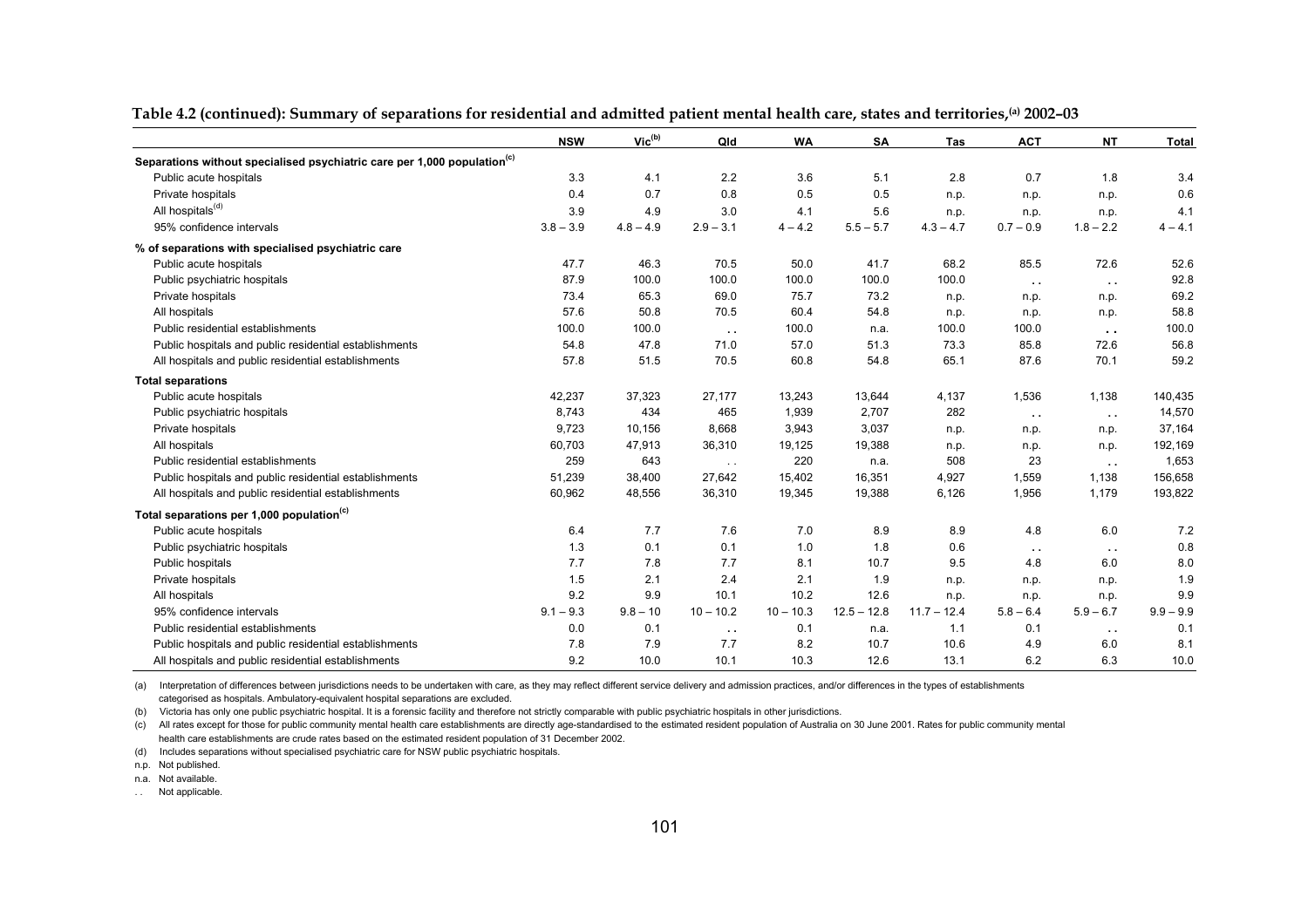**Table 4.2 (continued): Summary of separations for residential and admitted patient mental health care, states and territories,[a] 2002–03**

| | NSW | Vic[b] | Qld | WA | SA | Tas | ACT | NT | Total |
|---|---|---|---|---|---|---|---|---|---|
| **Separations without specialised psychiatric care per 1,000 population[c]** | | | | | | | | | |
| Public acute hospitals | 3.3 | 4.1 | 2.2 | 3.6 | 5.1 | 2.8 | 0.7 | 1.8 | 3.4 |
| Private hospitals | 0.4 | 0.7 | 0.8 | 0.5 | 0.5 | n.p. | n.p. | n.p. | 0.6 |
| All hospitals[d] | 3.9 | 4.9 | 3.0 | 4.1 | 5.6 | n.p. | n.p. | n.p. | 4.1 |
| 95% confidence intervals | 3.8 – 3.9 | 4.8 – 4.9 | 2.9 – 3.1 | 4 – 4.2 | 5.5 – 5.7 | 4.3 – 4.7 | 0.7 – 0.9 | 1.8 – 2.2 | 4 – 4.1 |
| **% of separations with specialised psychiatric care** | | | | | | | | | |
| Public acute hospitals | 47.7 | 46.3 | 70.5 | 50.0 | 41.7 | 68.2 | 85.5 | 72.6 | 52.6 |
| Public psychiatric hospitals | 87.9 | 100.0 | 100.0 | 100.0 | 100.0 | 100.0 | . . | . . | 92.8 |
| Private hospitals | 73.4 | 65.3 | 69.0 | 75.7 | 73.2 | n.p. | n.p. | n.p. | 69.2 |
| All hospitals | 57.6 | 50.8 | 70.5 | 60.4 | 54.8 | n.p. | n.p. | n.p. | 58.8 |
| Public residential establishments | 100.0 | 100.0 | . . | 100.0 | n.a. | 100.0 | 100.0 | . . | 100.0 |
| Public hospitals and public residential establishments | 54.8 | 47.8 | 71.0 | 57.0 | 51.3 | 73.3 | 85.8 | 72.6 | 56.8 |
| All hospitals and public residential establishments | 57.8 | 51.5 | 70.5 | 60.8 | 54.8 | 65.1 | 87.6 | 70.1 | 59.2 |
| **Total separations** | | | | | | | | | |
| Public acute hospitals | 42,237 | 37,323 | 27,177 | 13,243 | 13,644 | 4,137 | 1,536 | 1,138 | 140,435 |
| Public psychiatric hospitals | 8,743 | 434 | 465 | 1,939 | 2,707 | 282 | . . | . . | 14,570 |
| Private hospitals | 9,723 | 10,156 | 8,668 | 3,943 | 3,037 | n.p. | n.p. | n.p. | 37,164 |
| All hospitals | 60,703 | 47,913 | 36,310 | 19,125 | 19,388 | n.p. | n.p. | n.p. | 192,169 |
| Public residential establishments | 259 | 643 | . . | 220 | n.a. | 508 | 23 | . . | 1,653 |
| Public hospitals and public residential establishments | 51,239 | 38,400 | 27,642 | 15,402 | 16,351 | 4,927 | 1,559 | 1,138 | 156,658 |
| All hospitals and public residential establishments | 60,962 | 48,556 | 36,310 | 19,345 | 19,388 | 6,126 | 1,956 | 1,179 | 193,822 |
| **Total separations per 1,000 population[c]** | | | | | | | | | |
| Public acute hospitals | 6.4 | 7.7 | 7.6 | 7.0 | 8.9 | 8.9 | 4.8 | 6.0 | 7.2 |
| Public psychiatric hospitals | 1.3 | 0.1 | 0.1 | 1.0 | 1.8 | 0.6 | . . | . . | 0.8 |
| Public hospitals | 7.7 | 7.8 | 7.7 | 8.1 | 10.7 | 9.5 | 4.8 | 6.0 | 8.0 |
| Private hospitals | 1.5 | 2.1 | 2.4 | 2.1 | 1.9 | n.p. | n.p. | n.p. | 1.9 |
| All hospitals | 9.2 | 9.9 | 10.1 | 10.2 | 12.6 | n.p. | n.p. | n.p. | 9.9 |
| 95% confidence intervals | 9.1 – 9.3 | 9.8 – 10 | 10 – 10.2 | 10 – 10.3 | 12.5 – 12.8 | 11.7 – 12.4 | 5.8 – 6.4 | 5.9 – 6.7 | 9.9 – 9.9 |
| Public residential establishments | 0.0 | 0.1 | . . | 0.1 | n.a. | 1.1 | 0.1 | . . | 0.1 |
| Public hospitals and public residential establishments | 7.8 | 7.9 | 7.7 | 8.2 | 10.7 | 10.6 | 4.9 | 6.0 | 8.1 |
| All hospitals and public residential establishments | 9.2 | 10.0 | 10.1 | 10.3 | 12.6 | 13.1 | 6.2 | 6.3 | 10.0 |

(a) Interpretation of differences between jurisdictions needs to be undertaken with care, as they may reflect different service delivery and admission practices, and/or differences in the types of establishments categorised as hospitals. Ambulatory-equivalent hospital separations are excluded.

(b) Victoria has only one public psychiatric hospital. It is a forensic facility and therefore not strictly comparable with public psychiatric hospitals in other jurisdictions.

(c) All rates except for those for public community mental health care establishments are directly age-standardised to the estimated resident population of Australia on 30 June 2001. Rates for public community mental health care establishments are crude rates based on the estimated resident population of 31 December 2002.

(d) Includes separations without specialised psychiatric care for NSW public psychiatric hospitals.

n.p. Not published.

n.a. Not available.

. . Not applicable.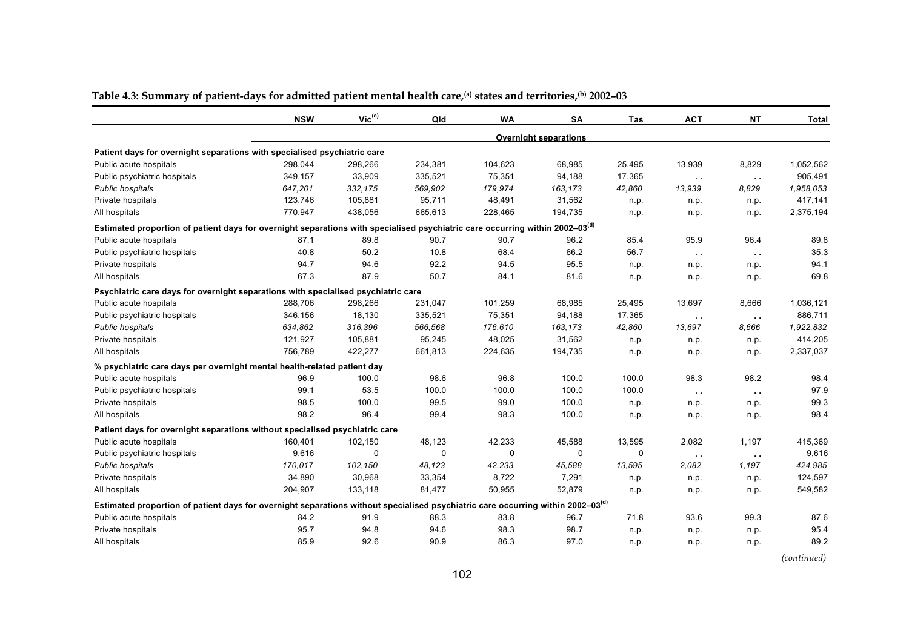**Table 4.3: Summary of patient-days for admitted patient mental health care,[a] states and territories,[b] 2002–03**

| | NSW | Vic[c] | Qld | WA | SA | Tas | ACT | NT | Total |
|---|---|---|---|---|---|---|---|---|---|
| | | | | | **Overnight separations** | | | | |
| **Patient days for overnight separations with specialised psychiatric care** | | | | | | | | | |
| Public acute hospitals | 298,044 | 298,266 | 234,381 | 104,623 | 68,985 | 25,495 | 13,939 | 8,829 | 1,052,562 |
| Public psychiatric hospitals | 349,157 | 33,909 | 335,521 | 75,351 | 94,188 | 17,365 | . . | . . | 905,491 |
| *Public hospitals* | *647,201* | *332,175* | *569,902* | *179,974* | *163,173* | *42,860* | *13,939* | *8,829* | *1,958,053* |
| Private hospitals | 123,746 | 105,881 | 95,711 | 48,491 | 31,562 | n.p. | n.p. | n.p. | 417,141 |
| All hospitals | 770,947 | 438,056 | 665,613 | 228,465 | 194,735 | n.p. | n.p. | n.p. | 2,375,194 |
| **Estimated proportion of patient days for overnight separations with specialised psychiatric care occurring within 2002–03[d]** | | | | | | | | | |
| Public acute hospitals | 87.1 | 89.8 | 90.7 | 90.7 | 96.2 | 85.4 | 95.9 | 96.4 | 89.8 |
| Public psychiatric hospitals | 40.8 | 50.2 | 10.8 | 68.4 | 66.2 | 56.7 | . . | . . | 35.3 |
| Private hospitals | 94.7 | 94.6 | 92.2 | 94.5 | 95.5 | n.p. | n.p. | n.p. | 94.1 |
| All hospitals | 67.3 | 87.9 | 50.7 | 84.1 | 81.6 | n.p. | n.p. | n.p. | 69.8 |
| **Psychiatric care days for overnight separations with specialised psychiatric care** | | | | | | | | | |
| Public acute hospitals | 288,706 | 298,266 | 231,047 | 101,259 | 68,985 | 25,495 | 13,697 | 8,666 | 1,036,121 |
| Public psychiatric hospitals | 346,156 | 18,130 | 335,521 | 75,351 | 94,188 | 17,365 | . . | . . | 886,711 |
| *Public hospitals* | *634,862* | *316,396* | *566,568* | *176,610* | *163,173* | *42,860* | *13,697* | *8,666* | *1,922,832* |
| Private hospitals | 121,927 | 105,881 | 95,245 | 48,025 | 31,562 | n.p. | n.p. | n.p. | 414,205 |
| All hospitals | 756,789 | 422,277 | 661,813 | 224,635 | 194,735 | n.p. | n.p. | n.p. | 2,337,037 |
| **% psychiatric care days per overnight mental health-related patient day** | | | | | | | | | |
| Public acute hospitals | 96.9 | 100.0 | 98.6 | 96.8 | 100.0 | 100.0 | 98.3 | 98.2 | 98.4 |
| Public psychiatric hospitals | 99.1 | 53.5 | 100.0 | 100.0 | 100.0 | 100.0 | . . | . . | 97.9 |
| Private hospitals | 98.5 | 100.0 | 99.5 | 99.0 | 100.0 | n.p. | n.p. | n.p. | 99.3 |
| All hospitals | 98.2 | 96.4 | 99.4 | 98.3 | 100.0 | n.p. | n.p. | n.p. | 98.4 |
| **Patient days for overnight separations without specialised psychiatric care** | | | | | | | | | |
| Public acute hospitals | 160,401 | 102,150 | 48,123 | 42,233 | 45,588 | 13,595 | 2,082 | 1,197 | 415,369 |
| Public psychiatric hospitals | 9,616 | 0 | 0 | 0 | 0 | 0 | . . | . . | 9,616 |
| *Public hospitals* | *170,017* | *102,150* | *48,123* | *42,233* | *45,588* | *13,595* | *2,082* | *1,197* | *424,985* |
| Private hospitals | 34,890 | 30,968 | 33,354 | 8,722 | 7,291 | n.p. | n.p. | n.p. | 124,597 |
| All hospitals | 204,907 | 133,118 | 81,477 | 50,955 | 52,879 | n.p. | n.p. | n.p. | 549,582 |
| **Estimated proportion of patient days for overnight separations without specialised psychiatric care occurring within 2002–03[d]** | | | | | | | | | |
| Public acute hospitals | 84.2 | 91.9 | 88.3 | 83.8 | 96.7 | 71.8 | 93.6 | 99.3 | 87.6 |
| Private hospitals | 95.7 | 94.8 | 94.6 | 98.3 | 98.7 | n.p. | n.p. | n.p. | 95.4 |
| All hospitals | 85.9 | 92.6 | 90.9 | 86.3 | 97.0 | n.p. | n.p. | n.p. | 89.2 |

*(continued)*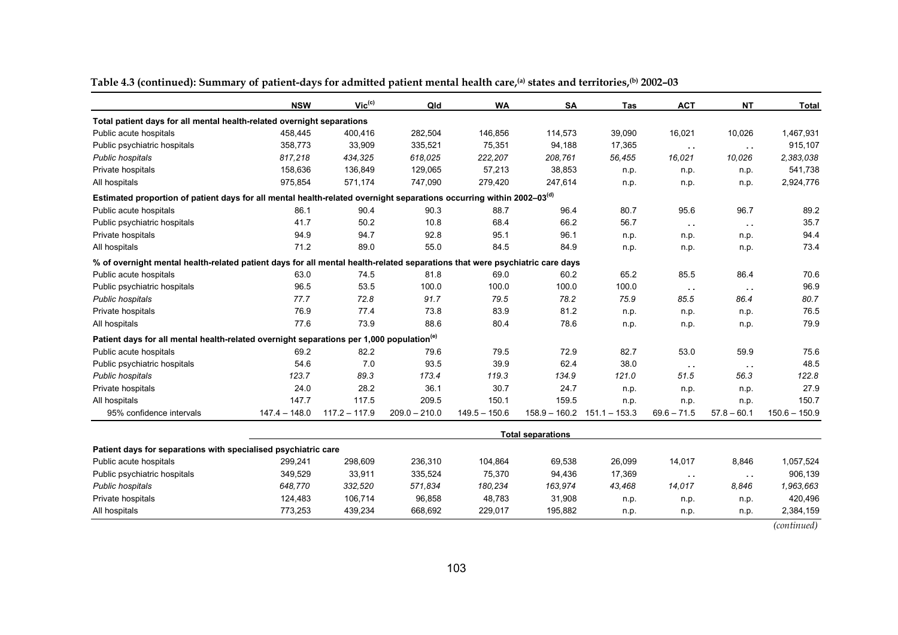**Table 4.3 (continued): Summary of patient-days for admitted patient mental health care,[(a)] states and territories,[(b)] 2002–03**

| | NSW | Vic[(c)] | Qld | WA | SA | Tas | ACT | NT | Total |
|---|---|---|---|---|---|---|---|---|---|
| **Total patient days for all mental health-related overnight separations** | | | | | | | | | |
| Public acute hospitals | 458,445 | 400,416 | 282,504 | 146,856 | 114,573 | 39,090 | 16,021 | 10,026 | 1,467,931 |
| Public psychiatric hospitals | 358,773 | 33,909 | 335,521 | 75,351 | 94,188 | 17,365 | . . | . . | 915,107 |
| *Public hospitals* | *817,218* | *434,325* | *618,025* | *222,207* | *208,761* | *56,455* | *16,021* | *10,026* | *2,383,038* |
| Private hospitals | 158,636 | 136,849 | 129,065 | 57,213 | 38,853 | n.p. | n.p. | n.p. | 541,738 |
| All hospitals | 975,854 | 571,174 | 747,090 | 279,420 | 247,614 | n.p. | n.p. | n.p. | 2,924,776 |
| **Estimated proportion of patient days for all mental health-related overnight separations occurring within 2002–03[(d)]** | | | | | | | | | |
| Public acute hospitals | 86.1 | 90.4 | 90.3 | 88.7 | 96.4 | 80.7 | 95.6 | 96.7 | 89.2 |
| Public psychiatric hospitals | 41.7 | 50.2 | 10.8 | 68.4 | 66.2 | 56.7 | . . | . . | 35.7 |
| Private hospitals | 94.9 | 94.7 | 92.8 | 95.1 | 96.1 | n.p. | n.p. | n.p. | 94.4 |
| All hospitals | 71.2 | 89.0 | 55.0 | 84.5 | 84.9 | n.p. | n.p. | n.p. | 73.4 |
| **% of overnight mental health-related patient days for all mental health-related separations that were psychiatric care days** | | | | | | | | | |
| Public acute hospitals | 63.0 | 74.5 | 81.8 | 69.0 | 60.2 | 65.2 | 85.5 | 86.4 | 70.6 |
| Public psychiatric hospitals | 96.5 | 53.5 | 100.0 | 100.0 | 100.0 | 100.0 | . . | . . | 96.9 |
| *Public hospitals* | *77.7* | *72.8* | *91.7* | *79.5* | *78.2* | *75.9* | *85.5* | *86.4* | *80.7* |
| Private hospitals | 76.9 | 77.4 | 73.8 | 83.9 | 81.2 | n.p. | n.p. | n.p. | 76.5 |
| All hospitals | 77.6 | 73.9 | 88.6 | 80.4 | 78.6 | n.p. | n.p. | n.p. | 79.9 |
| **Patient days for all mental health-related overnight separations per 1,000 population[(e)]** | | | | | | | | | |
| Public acute hospitals | 69.2 | 82.2 | 79.6 | 79.5 | 72.9 | 82.7 | 53.0 | 59.9 | 75.6 |
| Public psychiatric hospitals | 54.6 | 7.0 | 93.5 | 39.9 | 62.4 | 38.0 | . . | . . | 48.5 |
| *Public hospitals* | *123.7* | *89.3* | *173.4* | *119.3* | *134.9* | *121.0* | *51.5* | *56.3* | *122.8* |
| Private hospitals | 24.0 | 28.2 | 36.1 | 30.7 | 24.7 | n.p. | n.p. | n.p. | 27.9 |
| All hospitals | 147.7 | 117.5 | 209.5 | 150.1 | 159.5 | n.p. | n.p. | n.p. | 150.7 |
| 95% confidence intervals | 147.4 – 148.0 | 117.2 – 117.9 | 209.0 – 210.0 | 149.5 – 150.6 | 158.9 – 160.2 | 151.1 – 153.3 | 69.6 – 71.5 | 57.8 – 60.1 | 150.6 – 150.9 |
| | **Total separations** | | | | | | | | |
| **Patient days for separations with specialised psychiatric care** | | | | | | | | | |
| Public acute hospitals | 299,241 | 298,609 | 236,310 | 104,864 | 69,538 | 26,099 | 14,017 | 8,846 | 1,057,524 |
| Public psychiatric hospitals | 349,529 | 33,911 | 335,524 | 75,370 | 94,436 | 17,369 | . . | . . | 906,139 |
| *Public hospitals* | *648,770* | *332,520* | *571,834* | *180,234* | *163,974* | *43,468* | *14,017* | *8,846* | *1,963,663* |
| Private hospitals | 124,483 | 106,714 | 96,858 | 48,783 | 31,908 | n.p. | n.p. | n.p. | 420,496 |
| All hospitals | 773,253 | 439,234 | 668,692 | 229,017 | 195,882 | n.p. | n.p. | n.p. | 2,384,159 |

*(continued)*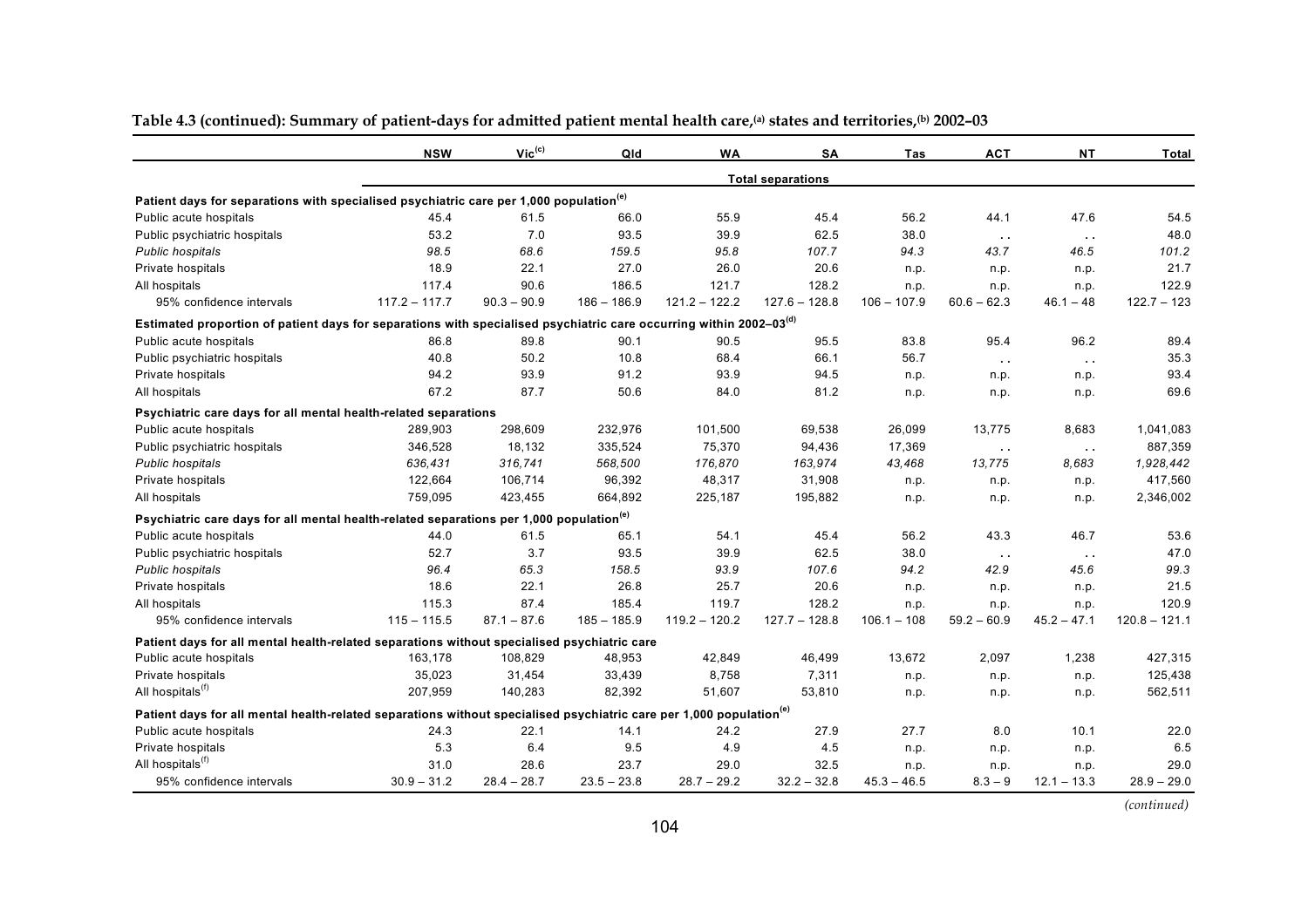**Table 4.3 (continued): Summary of patient-days for admitted patient mental health care,[(a)] states and territories,[(b)] 2002–03**

| | NSW | Vic[(c)] | Qld | WA | SA | Tas | ACT | NT | Total |
|---|---|---|---|---|---|---|---|---|---|
| | | | | | Total separations | | | | |
| **Patient days for separations with specialised psychiatric care per 1,000 population[(e)]** | | | | | | | | | |
| Public acute hospitals | 45.4 | 61.5 | 66.0 | 55.9 | 45.4 | 56.2 | 44.1 | 47.6 | 54.5 |
| Public psychiatric hospitals | 53.2 | 7.0 | 93.5 | 39.9 | 62.5 | 38.0 | . . | . . | 48.0 |
| *Public hospitals* | *98.5* | *68.6* | *159.5* | *95.8* | *107.7* | *94.3* | *43.7* | *46.5* | *101.2* |
| Private hospitals | 18.9 | 22.1 | 27.0 | 26.0 | 20.6 | n.p. | n.p. | n.p. | 21.7 |
| All hospitals | 117.4 | 90.6 | 186.5 | 121.7 | 128.2 | n.p. | n.p. | n.p. | 122.9 |
| 95% confidence intervals | 117.2 – 117.7 | 90.3 – 90.9 | 186 – 186.9 | 121.2 – 122.2 | 127.6 – 128.8 | 106 – 107.9 | 60.6 – 62.3 | 46.1 – 48 | 122.7 – 123 |
| **Estimated proportion of patient days for separations with specialised psychiatric care occurring within 2002–03[(d)]** | | | | | | | | | |
| Public acute hospitals | 86.8 | 89.8 | 90.1 | 90.5 | 95.5 | 83.8 | 95.4 | 96.2 | 89.4 |
| Public psychiatric hospitals | 40.8 | 50.2 | 10.8 | 68.4 | 66.1 | 56.7 | . . | . . | 35.3 |
| Private hospitals | 94.2 | 93.9 | 91.2 | 93.9 | 94.5 | n.p. | n.p. | n.p. | 93.4 |
| All hospitals | 67.2 | 87.7 | 50.6 | 84.0 | 81.2 | n.p. | n.p. | n.p. | 69.6 |
| **Psychiatric care days for all mental health-related separations** | | | | | | | | | |
| Public acute hospitals | 289,903 | 298,609 | 232,976 | 101,500 | 69,538 | 26,099 | 13,775 | 8,683 | 1,041,083 |
| Public psychiatric hospitals | 346,528 | 18,132 | 335,524 | 75,370 | 94,436 | 17,369 | . . | . . | 887,359 |
| *Public hospitals* | *636,431* | *316,741* | *568,500* | *176,870* | *163,974* | *43,468* | *13,775* | *8,683* | *1,928,442* |
| Private hospitals | 122,664 | 106,714 | 96,392 | 48,317 | 31,908 | n.p. | n.p. | n.p. | 417,560 |
| All hospitals | 759,095 | 423,455 | 664,892 | 225,187 | 195,882 | n.p. | n.p. | n.p. | 2,346,002 |
| **Psychiatric care days for all mental health-related separations per 1,000 population[(e)]** | | | | | | | | | |
| Public acute hospitals | 44.0 | 61.5 | 65.1 | 54.1 | 45.4 | 56.2 | 43.3 | 46.7 | 53.6 |
| Public psychiatric hospitals | 52.7 | 3.7 | 93.5 | 39.9 | 62.5 | 38.0 | . . | . . | 47.0 |
| *Public hospitals* | *96.4* | *65.3* | *158.5* | *93.9* | *107.6* | *94.2* | *42.9* | *45.6* | *99.3* |
| Private hospitals | 18.6 | 22.1 | 26.8 | 25.7 | 20.6 | n.p. | n.p. | n.p. | 21.5 |
| All hospitals | 115.3 | 87.4 | 185.4 | 119.7 | 128.2 | n.p. | n.p. | n.p. | 120.9 |
| 95% confidence intervals | 115 – 115.5 | 87.1 – 87.6 | 185 – 185.9 | 119.2 – 120.2 | 127.7 – 128.8 | 106.1 – 108 | 59.2 – 60.9 | 45.2 – 47.1 | 120.8 – 121.1 |
| **Patient days for all mental health-related separations without specialised psychiatric care** | | | | | | | | | |
| Public acute hospitals | 163,178 | 108,829 | 48,953 | 42,849 | 46,499 | 13,672 | 2,097 | 1,238 | 427,315 |
| Private hospitals | 35,023 | 31,454 | 33,439 | 8,758 | 7,311 | n.p. | n.p. | n.p. | 125,438 |
| All hospitals[(f)] | 207,959 | 140,283 | 82,392 | 51,607 | 53,810 | n.p. | n.p. | n.p. | 562,511 |
| **Patient days for all mental health-related separations without specialised psychiatric care per 1,000 population[(e)]** | | | | | | | | | |
| Public acute hospitals | 24.3 | 22.1 | 14.1 | 24.2 | 27.9 | 27.7 | 8.0 | 10.1 | 22.0 |
| Private hospitals | 5.3 | 6.4 | 9.5 | 4.9 | 4.5 | n.p. | n.p. | n.p. | 6.5 |
| All hospitals[(f)] | 31.0 | 28.6 | 23.7 | 29.0 | 32.5 | n.p. | n.p. | n.p. | 29.0 |
| 95% confidence intervals | 30.9 – 31.2 | 28.4 – 28.7 | 23.5 – 23.8 | 28.7 – 29.2 | 32.2 – 32.8 | 45.3 – 46.5 | 8.3 – 9 | 12.1 – 13.3 | 28.9 – 29.0 |

*(continued)*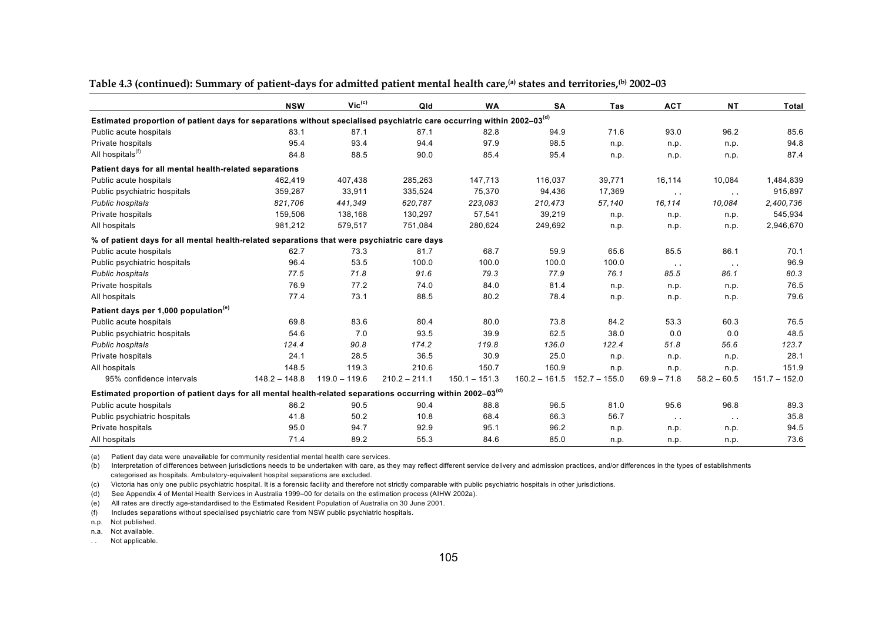**Table 4.3 (continued): Summary of patient-days for admitted patient mental health care,[(a)] states and territories,[(b)] 2002–03**

| | NSW | Vic[(c)] | Qld | WA | SA | Tas | ACT | NT | Total |
|---|---|---|---|---|---|---|---|---|---|
| **Estimated proportion of patient days for separations without specialised psychiatric care occurring within 2002–03[(d)]** | | | | | | | | | |
| Public acute hospitals | 83.1 | 87.1 | 87.1 | 82.8 | 94.9 | 71.6 | 93.0 | 96.2 | 85.6 |
| Private hospitals | 95.4 | 93.4 | 94.4 | 97.9 | 98.5 | n.p. | n.p. | n.p. | 94.8 |
| All hospitals[(f)] | 84.8 | 88.5 | 90.0 | 85.4 | 95.4 | n.p. | n.p. | n.p. | 87.4 |
| **Patient days for all mental health-related separations** | | | | | | | | | |
| Public acute hospitals | 462,419 | 407,438 | 285,263 | 147,713 | 116,037 | 39,771 | 16,114 | 10,084 | 1,484,839 |
| Public psychiatric hospitals | 359,287 | 33,911 | 335,524 | 75,370 | 94,436 | 17,369 | . . | . . | 915,897 |
| *Public hospitals* | *821,706* | *441,349* | *620,787* | *223,083* | *210,473* | *57,140* | *16,114* | *10,084* | *2,400,736* |
| Private hospitals | 159,506 | 138,168 | 130,297 | 57,541 | 39,219 | n.p. | n.p. | n.p. | 545,934 |
| All hospitals | 981,212 | 579,517 | 751,084 | 280,624 | 249,692 | n.p. | n.p. | n.p. | 2,946,670 |
| **% of patient days for all mental health-related separations that were psychiatric care days** | | | | | | | | | |
| Public acute hospitals | 62.7 | 73.3 | 81.7 | 68.7 | 59.9 | 65.6 | 85.5 | 86.1 | 70.1 |
| Public psychiatric hospitals | 96.4 | 53.5 | 100.0 | 100.0 | 100.0 | 100.0 | . . | . . | 96.9 |
| *Public hospitals* | *77.5* | *71.8* | *91.6* | *79.3* | *77.9* | *76.1* | *85.5* | *86.1* | *80.3* |
| Private hospitals | 76.9 | 77.2 | 74.0 | 84.0 | 81.4 | n.p. | n.p. | n.p. | 76.5 |
| All hospitals | 77.4 | 73.1 | 88.5 | 80.2 | 78.4 | n.p. | n.p. | n.p. | 79.6 |
| **Patient days per 1,000 population[(e)]** | | | | | | | | | |
| Public acute hospitals | 69.8 | 83.6 | 80.4 | 80.0 | 73.8 | 84.2 | 53.3 | 60.3 | 76.5 |
| Public psychiatric hospitals | 54.6 | 7.0 | 93.5 | 39.9 | 62.5 | 38.0 | 0.0 | 0.0 | 48.5 |
| *Public hospitals* | *124.4* | *90.8* | *174.2* | *119.8* | *136.0* | *122.4* | *51.8* | *56.6* | *123.7* |
| Private hospitals | 24.1 | 28.5 | 36.5 | 30.9 | 25.0 | n.p. | n.p. | n.p. | 28.1 |
| All hospitals | 148.5 | 119.3 | 210.6 | 150.7 | 160.9 | n.p. | n.p. | n.p. | 151.9 |
| 95% confidence intervals | 148.2 – 148.8 | 119.0 – 119.6 | 210.2 – 211.1 | 150.1 – 151.3 | 160.2 – 161.5 | 152.7 – 155.0 | 69.9 – 71.8 | 58.2 – 60.5 | 151.7 – 152.0 |
| **Estimated proportion of patient days for all mental health-related separations occurring within 2002–03[(d)]** | | | | | | | | | |
| Public acute hospitals | 86.2 | 90.5 | 90.4 | 88.8 | 96.5 | 81.0 | 95.6 | 96.8 | 89.3 |
| Public psychiatric hospitals | 41.8 | 50.2 | 10.8 | 68.4 | 66.3 | 56.7 | . . | . . | 35.8 |
| Private hospitals | 95.0 | 94.7 | 92.9 | 95.1 | 96.2 | n.p. | n.p. | n.p. | 94.5 |
| All hospitals | 71.4 | 89.2 | 55.3 | 84.6 | 85.0 | n.p. | n.p. | n.p. | 73.6 |

(a) Patient day data were unavailable for community residential mental health care services.

(b) Interpretation of differences between jurisdictions needs to be undertaken with care, as they may reflect different service delivery and admission practices, and/or differences in the types of establishments categorised as hospitals. Ambulatory-equivalent hospital separations are excluded.

(c) Victoria has only one public psychiatric hospital. It is a forensic facility and therefore not strictly comparable with public psychiatric hospitals in other jurisdictions.

(d) See Appendix 4 of Mental Health Services in Australia 1999–00 for details on the estimation process (AIHW 2002a).

(e) All rates are directly age-standardised to the Estimated Resident Population of Australia on 30 June 2001.

(f) Includes separations without specialised psychiatric care from NSW public psychiatric hospitals.

n.p. Not published.

n.a. Not available.

. . Not applicable.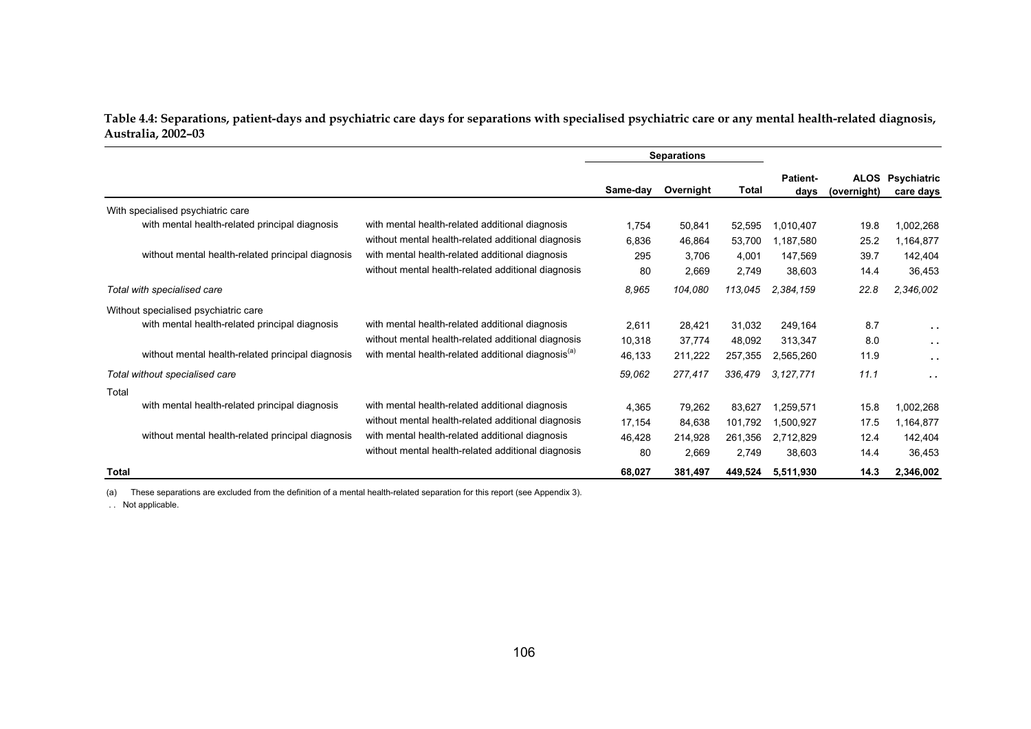**Table 4.4: Separations, patient-days and psychiatric care days for separations with specialised psychiatric care or any mental health-related diagnosis, Australia, 2002–03**

| | | Separations | | | | | |
|---|---|---|---|---|---|---|---|
| | | Same-day | Overnight | Total | Patient-days | ALOS (overnight) | Psychiatric care days |
| With specialised psychiatric care | | | | | | | |
| with mental health-related principal diagnosis | with mental health-related additional diagnosis | 1,754 | 50,841 | 52,595 | 1,010,407 | 19.8 | 1,002,268 |
| | without mental health-related additional diagnosis | 6,836 | 46,864 | 53,700 | 1,187,580 | 25.2 | 1,164,877 |
| without mental health-related principal diagnosis | with mental health-related additional diagnosis | 295 | 3,706 | 4,001 | 147,569 | 39.7 | 142,404 |
| | without mental health-related additional diagnosis | 80 | 2,669 | 2,749 | 38,603 | 14.4 | 36,453 |
| *Total with specialised care* | | *8,965* | *104,080* | *113,045* | *2,384,159* | *22.8* | *2,346,002* |
| Without specialised psychiatric care | | | | | | | |
| with mental health-related principal diagnosis | with mental health-related additional diagnosis | 2,611 | 28,421 | 31,032 | 249,164 | 8.7 | . . |
| | without mental health-related additional diagnosis | 10,318 | 37,774 | 48,092 | 313,347 | 8.0 | . . |
| without mental health-related principal diagnosis | with mental health-related additional diagnosis[(a)] | 46,133 | 211,222 | 257,355 | 2,565,260 | 11.9 | . . |
| *Total without specialised care* | | *59,062* | *277,417* | *336,479* | *3,127,771* | *11.1* | . . |
| Total | | | | | | | |
| with mental health-related principal diagnosis | with mental health-related additional diagnosis | 4,365 | 79,262 | 83,627 | 1,259,571 | 15.8 | 1,002,268 |
| | without mental health-related additional diagnosis | 17,154 | 84,638 | 101,792 | 1,500,927 | 17.5 | 1,164,877 |
| without mental health-related principal diagnosis | with mental health-related additional diagnosis | 46,428 | 214,928 | 261,356 | 2,712,829 | 12.4 | 142,404 |
| | without mental health-related additional diagnosis | 80 | 2,669 | 2,749 | 38,603 | 14.4 | 36,453 |
| **Total** | | **68,027** | **381,497** | **449,524** | **5,511,930** | **14.3** | **2,346,002** |

(a) These separations are excluded from the definition of a mental health-related separation for this report (see Appendix 3).

. . Not applicable.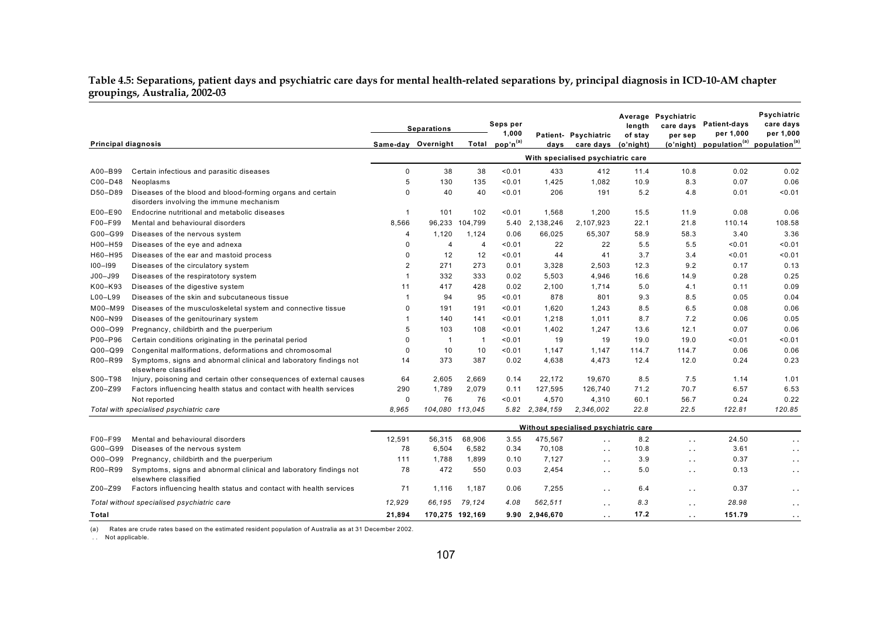**Table 4.5: Separations, patient days and psychiatric care days for mental health-related separations by, principal diagnosis in ICD-10-AM chapter groupings, Australia, 2002-03**

| Principal diagnosis | | Separations | | | Seps per 1,000 pop'n[(a)] | Patient-days | Psychiatric care days | Average length of stay (o'night) | Psychiatric care days per sep (o'night) | Patient-days per 1,000 population[(a)] | Psychiatric care days per 1,000 population[(a)] |
|---|---|---|---|---|---|---|---|---|---|---|---|
| | | Same-day | Overnight | Total | | | | | | | |
| | | | | | | **With specialised psychiatric care** | | | | | |
| A00–B99 | Certain infectious and parasitic diseases | 0 | 38 | 38 | <0.01 | 433 | 412 | 11.4 | 10.8 | 0.02 | 0.02 |
| C00–D48 | Neoplasms | 5 | 130 | 135 | <0.01 | 1,425 | 1,082 | 10.9 | 8.3 | 0.07 | 0.06 |
| D50–D89 | Diseases of the blood and blood-forming organs and certain disorders involving the immune mechanism | 0 | 40 | 40 | <0.01 | 206 | 191 | 5.2 | 4.8 | 0.01 | <0.01 |
| E00–E90 | Endocrine nutritional and metabolic diseases | 1 | 101 | 102 | <0.01 | 1,568 | 1,200 | 15.5 | 11.9 | 0.08 | 0.06 |
| F00–F99 | Mental and behavioural disorders | 8,566 | 96,233 | 104,799 | 5.40 | 2,138,246 | 2,107,923 | 22.1 | 21.8 | 110.14 | 108.58 |
| G00–G99 | Diseases of the nervous system | 4 | 1,120 | 1,124 | 0.06 | 66,025 | 65,307 | 58.9 | 58.3 | 3.40 | 3.36 |
| H00–H59 | Diseases of the eye and adnexa | 0 | 4 | 4 | <0.01 | 22 | 22 | 5.5 | 5.5 | <0.01 | <0.01 |
| H60–H95 | Diseases of the ear and mastoid process | 0 | 12 | 12 | <0.01 | 44 | 41 | 3.7 | 3.4 | <0.01 | <0.01 |
| I00–I99 | Diseases of the circulatory system | 2 | 271 | 273 | 0.01 | 3,328 | 2,503 | 12.3 | 9.2 | 0.17 | 0.13 |
| J00–J99 | Diseases of the respiratotory system | 1 | 332 | 333 | 0.02 | 5,503 | 4,946 | 16.6 | 14.9 | 0.28 | 0.25 |
| K00–K93 | Diseases of the digestive system | 11 | 417 | 428 | 0.02 | 2,100 | 1,714 | 5.0 | 4.1 | 0.11 | 0.09 |
| L00–L99 | Diseases of the skin and subcutaneous tissue | 1 | 94 | 95 | <0.01 | 878 | 801 | 9.3 | 8.5 | 0.05 | 0.04 |
| M00–M99 | Diseases of the musculoskeletal system and connective tissue | 0 | 191 | 191 | <0.01 | 1,620 | 1,243 | 8.5 | 6.5 | 0.08 | 0.06 |
| N00–N99 | Diseases of the genitourinary system | 1 | 140 | 141 | <0.01 | 1,218 | 1,011 | 8.7 | 7.2 | 0.06 | 0.05 |
| O00–O99 | Pregnancy, childbirth and the puerperium | 5 | 103 | 108 | <0.01 | 1,402 | 1,247 | 13.6 | 12.1 | 0.07 | 0.06 |
| P00–P96 | Certain conditions originating in the perinatal period | 0 | 1 | 1 | <0.01 | 19 | 19 | 19.0 | 19.0 | <0.01 | <0.01 |
| Q00–Q99 | Congenital malformations, deformations and chromosomal | 0 | 10 | 10 | <0.01 | 1,147 | 1,147 | 114.7 | 114.7 | 0.06 | 0.06 |
| R00–R99 | Symptoms, signs and abnormal clinical and laboratory findings not elsewhere classified | 14 | 373 | 387 | 0.02 | 4,638 | 4,473 | 12.4 | 12.0 | 0.24 | 0.23 |
| S00–T98 | Injury, poisoning and certain other consequences of external causes | 64 | 2,605 | 2,669 | 0.14 | 22,172 | 19,670 | 8.5 | 7.5 | 1.14 | 1.01 |
| Z00–Z99 | Factors influencing health status and contact with health services | 290 | 1,789 | 2,079 | 0.11 | 127,595 | 126,740 | 71.2 | 70.7 | 6.57 | 6.53 |
| | Not reported | 0 | 76 | 76 | <0.01 | 4,570 | 4,310 | 60.1 | 56.7 | 0.24 | 0.22 |
| *Total with specialised psychiatric care* | | *8,965* | *104,080* | *113,045* | *5.82* | *2,384,159* | *2,346,002* | *22.8* | *22.5* | *122.81* | *120.85* |
| | | | | | | **Without specialised psychiatric care** | | | | | |
| F00–F99 | Mental and behavioural disorders | 12,591 | 56,315 | 68,906 | 3.55 | 475,567 | . . | 8.2 | . . | 24.50 | . . |
| G00–G99 | Diseases of the nervous system | 78 | 6,504 | 6,582 | 0.34 | 70,108 | . . | 10.8 | . . | 3.61 | . . |
| O00–O99 | Pregnancy, childbirth and the puerperium | 111 | 1,788 | 1,899 | 0.10 | 7,127 | . . | 3.9 | . . | 0.37 | . . |
| R00–R99 | Symptoms, signs and abnormal clinical and laboratory findings not elsewhere classified | 78 | 472 | 550 | 0.03 | 2,454 | . . | 5.0 | . . | 0.13 | . . |
| Z00–Z99 | Factors influencing health status and contact with health services | 71 | 1,116 | 1,187 | 0.06 | 7,255 | . . | 6.4 | . . | 0.37 | . . |
| *Total without specialised psychiatric care* | | *12,929* | *66,195* | *79,124* | *4.08* | *562,511* | . . | *8.3* | . . | *28.98* | . . |
| **Total** | | **21,894** | **170,275** | **192,169** | **9.90** | **2,946,670** | . . | **17.2** | . . | **151.79** | . . |

(a) Rates are crude rates based on the estimated resident population of Australia as at 31 December 2002.

. . Not applicable.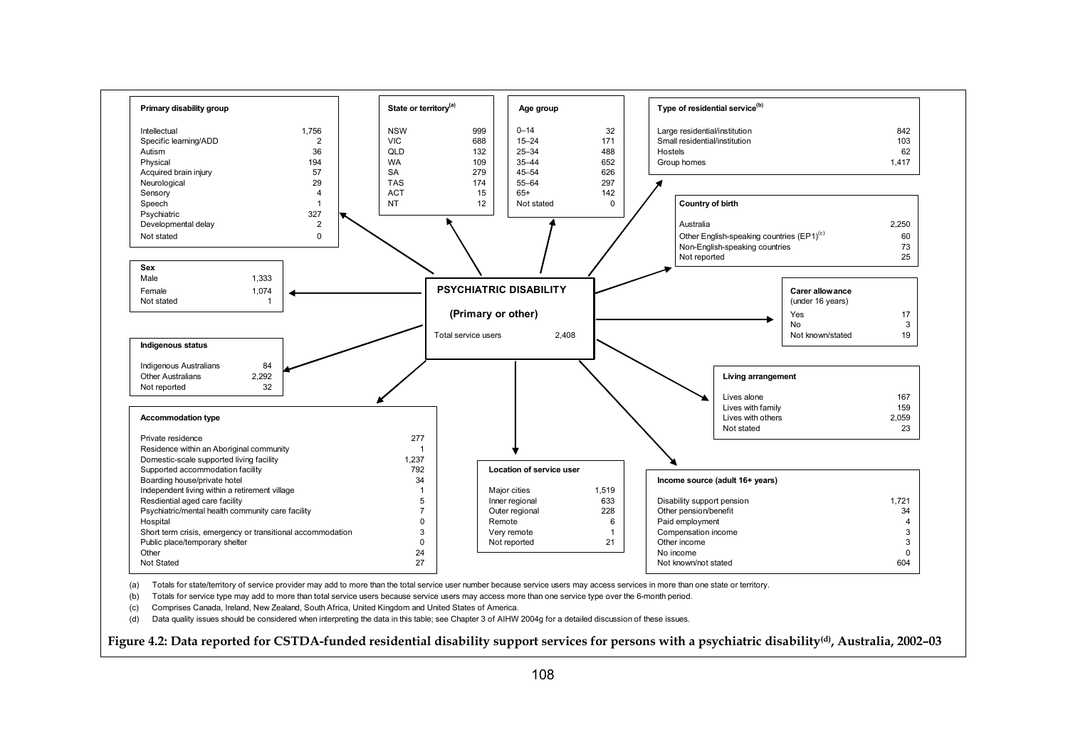**Primary disability group**

| | |
|---|---|
| Intellectual | 1,756 |
| Specific learning/ADD | 2 |
| Autism | 36 |
| Physical | 194 |
| Acquired brain injury | 57 |
| Neurological | 29 |
| Sensory | 4 |
| Speech | 1 |
| Psychiatric | 327 |
| Developmental delay | 2 |
| Not stated | 0 |

**State or territory**[(a)]

| | |
|---|---|
| NSW | 999 |
| VIC | 688 |
| QLD | 132 |
| WA | 109 |
| SA | 279 |
| TAS | 174 |
| ACT | 15 |
| NT | 12 |

**Age group**

| | |
|---|---|
| 0–14 | 32 |
| 15–24 | 171 |
| 25–34 | 488 |
| 35–44 | 652 |
| 45–54 | 626 |
| 55–64 | 297 |
| 65+ | 142 |
| Not stated | 0 |

**Type of residential service**[(b)]

| | |
|---|---|
| Large residential/institution | 842 |
| Small residential/institution | 103 |
| Hostels | 62 |
| Group homes | 1,417 |

**Country of birth**

| | |
|---|---|
| Australia | 2,250 |
| Other English-speaking countries (EP1)[(c)] | 60 |
| Non-English-speaking countries | 73 |
| Not reported | 25 |

**Sex**

| | |
|---|---|
| Male | 1,333 |
| Female | 1,074 |
| Not stated | 1 |

**PSYCHIATRIC DISABILITY**

**(Primary or other)**

Total service users 2,408

**Carer allowance** (under 16 years)

| | |
|---|---|
| Yes | 17 |
| No | 3 |
| Not known/stated | 19 |

**Indigenous status**

| | |
|---|---|
| Indigenous Australians | 84 |
| Other Australians | 2,292 |
| Not reported | 32 |

**Living arrangement**

| | |
|---|---|
| Lives alone | 167 |
| Lives with family | 159 |
| Lives with others | 2,059 |
| Not stated | 23 |

**Accommodation type**

| | |
|---|---|
| Private residence | 277 |
| Residence within an Aboriginal community | 1 |
| Domestic-scale supported living facility | 1,237 |
| Supported accommodation facility | 792 |
| Boarding house/private hotel | 34 |
| Independent living within a retirement village | 1 |
| Resdiential aged care facility | 5 |
| Psychiatric/mental health community care facility | 7 |
| Hospital | 0 |
| Short term crisis, emergency or transitional accommodation | 3 |
| Public place/temporary shelter | 0 |
| Other | 24 |
| Not Stated | 27 |

**Location of service user**

| | |
|---|---|
| Major cities | 1,519 |
| Inner regional | 633 |
| Outer regional | 228 |
| Remote | 6 |
| Very remote | 1 |
| Not reported | 21 |

**Income source (adult 16+ years)**

| | |
|---|---|
| Disability support pension | 1,721 |
| Other pension/benefit | 34 |
| Paid employment | 4 |
| Compensation income | 3 |
| Other income | 3 |
| No income | 0 |
| Not known/not stated | 604 |

(a) Totals for state/territory of service provider may add to more than the total service user number because service users may access services in more than one state or territory.

(b) Totals for service type may add to more than total service users because service users may access more than one service type over the 6-month period.

(c) Comprises Canada, Ireland, New Zealand, South Africa, United Kingdom and United States of America.

(d) Data quality issues should be considered when interpreting the data in this table; see Chapter 3 of AIHW 2004g for a detailed discussion of these issues.

**Figure 4.2: Data reported for CSTDA-funded residential disability support services for persons with a psychiatric disability[(d)], Australia, 2002–03**